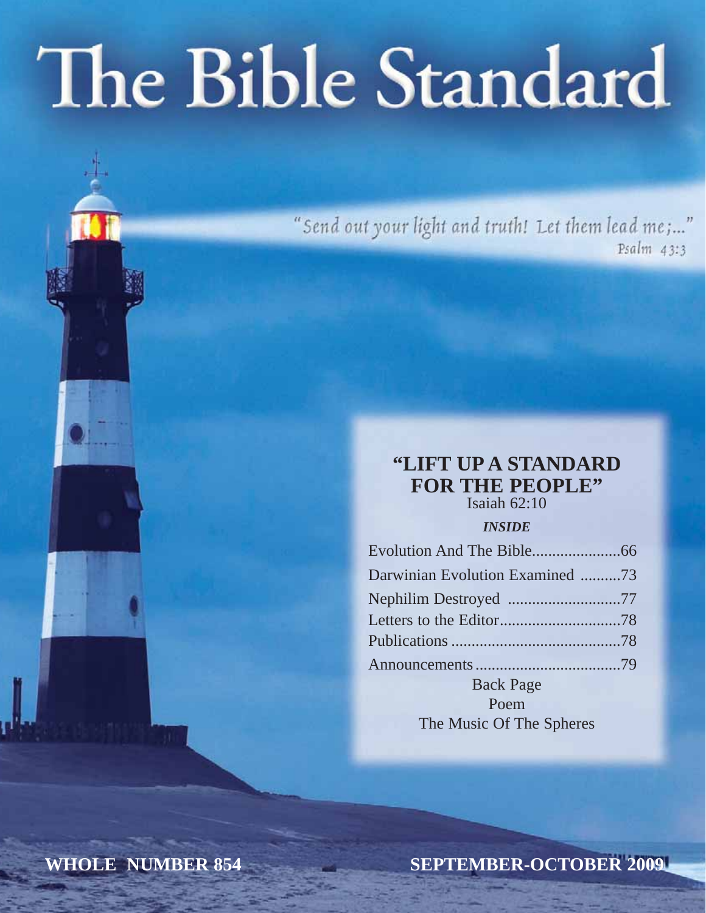# The Bible Standard

"Send out your light and truth! Let them lead me;..."
Psalm 43:3

## "LIFT UP A STANDARD FOR THE PEOPLE"

Isaiah 62:10

***INSIDE***

| | |
|---|---|
| Evolution And The Bible | 66 |
| Darwinian Evolution Examined | 73 |
| Nephilim Destroyed | 77 |
| Letters to the Editor | 78 |
| Publications | 78 |
| Announcements | 79 |

Back Page
Poem
The Music Of The Spheres

**WHOLE NUMBER 854** **SEPTEMBER-OCTOBER 2009**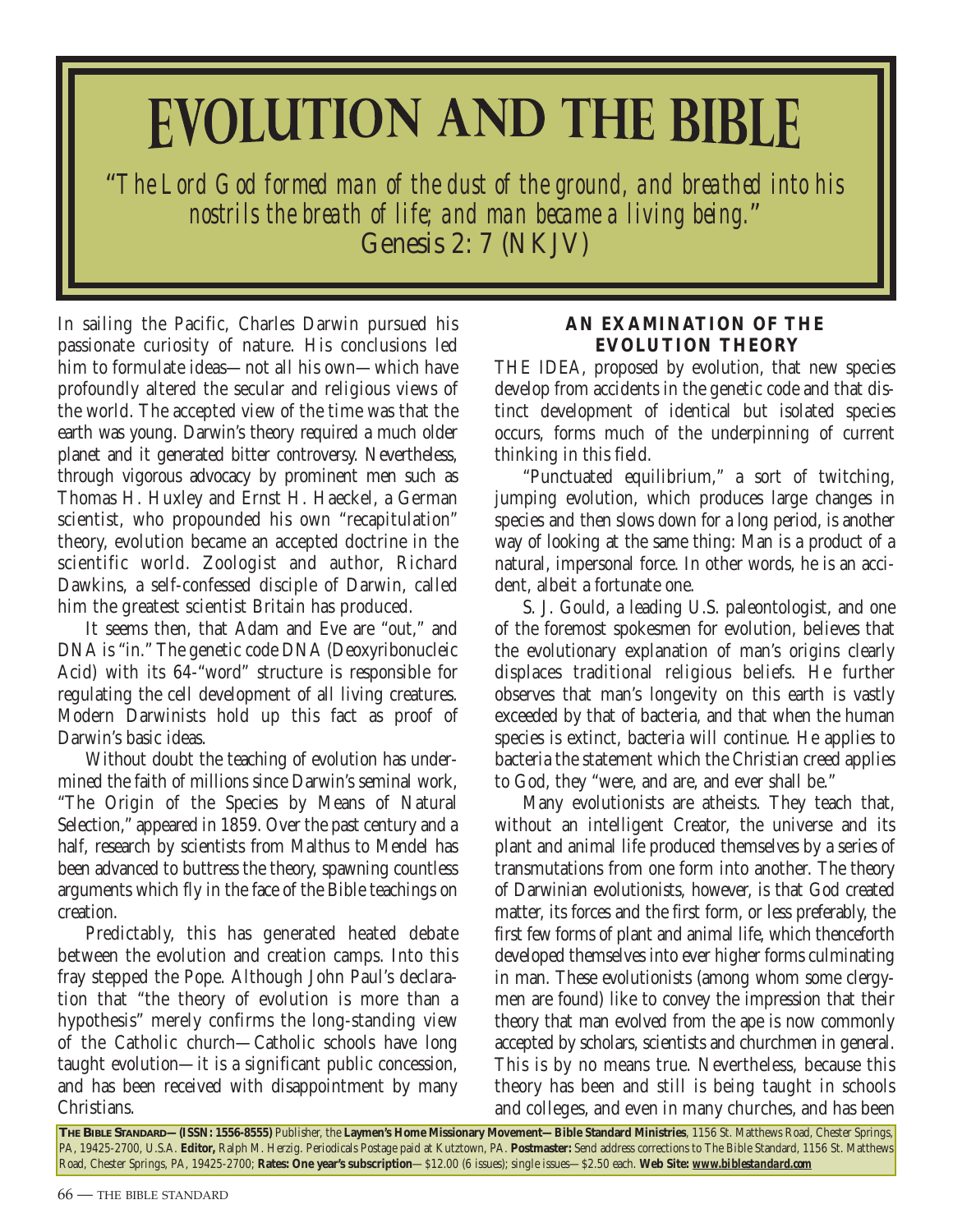# EVOLUTION AND THE BIBLE

*"The Lord God formed man of the dust of the ground, and breathed into his nostrils the breath of life; and man became a living being."*
Genesis 2: 7 (NKJV)

In sailing the Pacific, Charles Darwin pursued his passionate curiosity of nature. His conclusions led him to formulate ideas—not all his own—which have profoundly altered the secular and religious views of the world. The accepted view of the time was that the earth was young. Darwin's theory required a much older planet and it generated bitter controversy. Nevertheless, through vigorous advocacy by prominent men such as Thomas H. Huxley and Ernst H. Haeckel, a German scientist, who propounded his own "recapitulation" theory, evolution became an accepted doctrine in the scientific world. Zoologist and author, Richard Dawkins, a self-confessed disciple of Darwin, called him the greatest scientist Britain has produced.

It seems then, that Adam and Eve are "out," and DNA is "in." The genetic code DNA (Deoxyribonucleic Acid) with its 64-"word" structure is responsible for regulating the cell development of all living creatures. Modern Darwinists hold up this fact as proof of Darwin's basic ideas.

Without doubt the teaching of evolution has undermined the faith of millions since Darwin's seminal work, "The Origin of the Species by Means of Natural Selection," appeared in 1859. Over the past century and a half, research by scientists from Malthus to Mendel has been advanced to buttress the theory, spawning countless arguments which fly in the face of the Bible teachings on creation.

Predictably, this has generated heated debate between the evolution and creation camps. Into this fray stepped the Pope. Although John Paul's declaration that "the theory of evolution is more than a hypothesis" merely confirms the long-standing view of the Catholic church—Catholic schools have long taught evolution—it is a significant public concession, and has been received with disappointment by many Christians.

### AN EXAMINATION OF THE EVOLUTION THEORY

THE IDEA, proposed by evolution, that new species develop from accidents in the genetic code and that distinct development of identical but isolated species occurs, forms much of the underpinning of current thinking in this field.

"Punctuated equilibrium," a sort of twitching, jumping evolution, which produces large changes in species and then slows down for a long period, is another way of looking at the same thing: Man is a product of a natural, impersonal force. In other words, he is an accident, albeit a fortunate one.

S. J. Gould, a leading U.S. paleontologist, and one of the foremost spokesmen for evolution, believes that the evolutionary explanation of man's origins clearly displaces traditional religious beliefs. He further observes that man's longevity on this earth is vastly exceeded by that of bacteria, and that when the human species is extinct, bacteria will continue. He applies to bacteria the statement which the Christian creed applies to God, they "were, and are, and ever shall be."

Many evolutionists are atheists. They teach that, without an intelligent Creator, the universe and its plant and animal life produced themselves by a series of transmutations from one form into another. The theory of Darwinian evolutionists, however, is that God created matter, its forces and the first form, or less preferably, the first few forms of plant and animal life, which thenceforth developed themselves into ever higher forms culminating in man. These evolutionists (among whom some clergymen are found) like to convey the impression that their theory that man evolved from the ape is now commonly accepted by scholars, scientists and churchmen in general. This is by no means true. Nevertheless, because this theory has been and still is being taught in schools and colleges, and even in many churches, and has been

**THE BIBLE STANDARD—(ISSN: 1556-8555)** Publisher, the **Laymen's Home Missionary Movement—Bible Standard Ministries**, 1156 St. Matthews Road, Chester Springs, PA, 19425-2700, U.S.A. **Editor,** Ralph M. Herzig. Periodicals Postage paid at Kutztown, PA. **Postmaster:** Send address corrections to The Bible Standard, 1156 St. Matthews Road, Chester Springs, PA, 19425-2700; **Rates: One year's subscription**—$12.00 (6 issues); single issues—$2.50 each. **Web Site: www.biblestandard.com**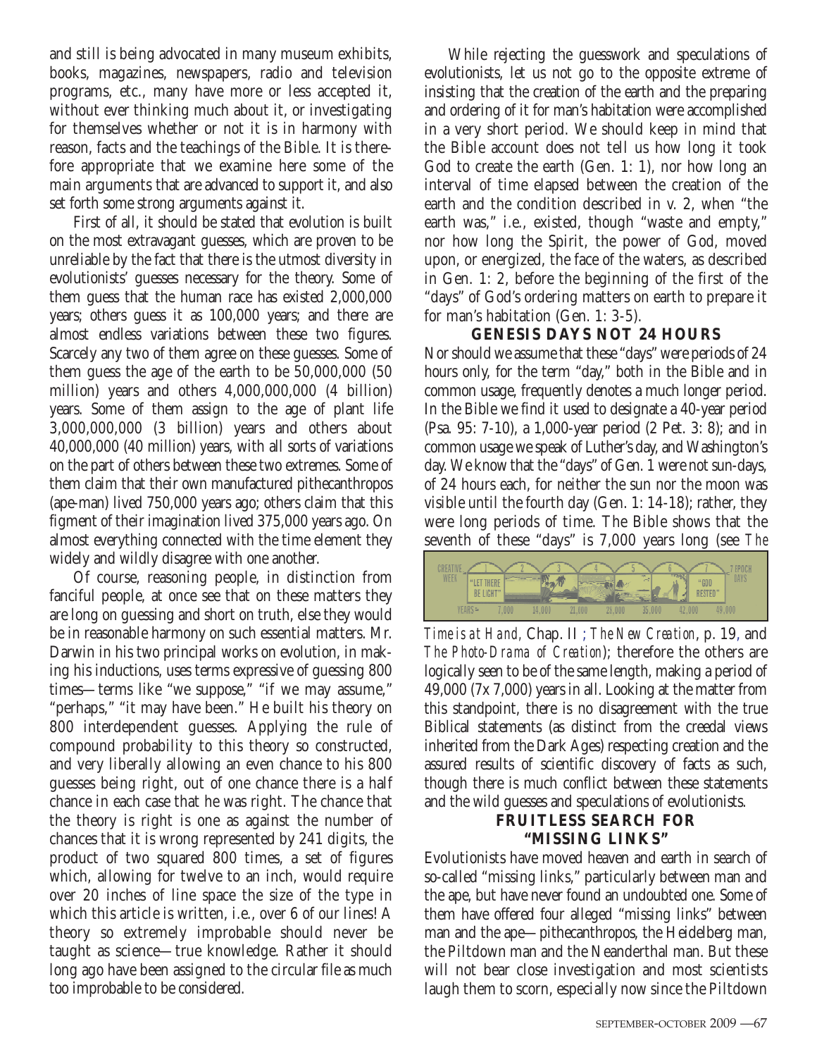and still is being advocated in many museum exhibits, books, magazines, newspapers, radio and television programs, etc., many have more or less accepted it, without ever thinking much about it, or investigating for themselves whether or not it is in harmony with reason, facts and the teachings of the Bible. It is therefore appropriate that we examine here some of the main arguments that are advanced to support it, and also set forth some strong arguments against it.

First of all, it should be stated that evolution is built on the most extravagant guesses, which are proven to be unreliable by the fact that there is the utmost diversity in evolutionists' guesses necessary for the theory. Some of them guess that the human race has existed 2,000,000 years; others guess it as 100,000 years; and there are almost endless variations between these two figures. Scarcely any two of them agree on these guesses. Some of them guess the age of the earth to be 50,000,000 (50 million) years and others 4,000,000,000 (4 billion) years. Some of them assign to the age of plant life 3,000,000,000 (3 billion) years and others about 40,000,000 (40 million) years, with all sorts of variations on the part of others between these two extremes. Some of them claim that their own manufactured pithecanthropos (ape-man) lived 750,000 years ago; others claim that this figment of their imagination lived 375,000 years ago. On almost everything connected with the time element they widely and wildly disagree with one another.

Of course, reasoning people, in distinction from fanciful people, at once see that on these matters they are long on guessing and short on truth, else they would be in reasonable harmony on such essential matters. Mr. Darwin in his two principal works on evolution, in making his inductions, uses terms expressive of guessing 800 times—terms like "we suppose," "if we may assume," "perhaps," "it may have been." He built his theory on 800 interdependent guesses. Applying the rule of compound probability to this theory so constructed, and very liberally allowing an even chance to his 800 guesses being right, out of one chance there is a half chance in each case that he was right. The chance that the theory is right is one as against the number of chances that it is wrong represented by 241 digits, the product of two squared 800 times, a set of figures which, allowing for twelve to an inch, would require over 20 inches of line space the size of the type in which this article is written, i.e., over 6 of our lines! A theory so extremely improbable should never be taught as science—true knowledge. Rather it should long ago have been assigned to the circular file as much too improbable to be considered.

While rejecting the guesswork and speculations of evolutionists, let us not go to the opposite extreme of insisting that the creation of the earth and the preparing and ordering of it for man's habitation were accomplished in a very short period. We should keep in mind that the Bible account does not tell us how long it took God to create the earth (Gen. 1: 1), nor how long an interval of time elapsed between the creation of the earth and the condition described in v. 2, when "the earth was," i.e., existed, though "waste and empty," nor how long the Spirit, the power of God, moved upon, or energized, the face of the waters, as described in Gen. 1: 2, before the beginning of the first of the "days" of God's ordering matters on earth to prepare it for man's habitation (Gen. 1: 3-5).

## GENESIS DAYS NOT 24 HOURS

Nor should we assume that these "days" were periods of 24 hours only, for the term "day," both in the Bible and in common usage, frequently denotes a much longer period. In the Bible we find it used to designate a 40-year period (Psa. 95: 7-10), a 1,000-year period (2 Pet. 3: 8); and in common usage we speak of Luther's day, and Washington's day. We know that the "days" of Gen. 1 were not sun-days, of 24 hours each, for neither the sun nor the moon was visible until the fourth day (Gen. 1: 14-18); rather, they were long periods of time. The Bible shows that the seventh of these "days" is 7,000 years long (see *The Time is at Hand*, Chap. II ; *The New Creation*, p. 19, and *The Photo-Drama of Creation*); therefore the others are logically seen to be of the same length, making a period of 49,000 (7x 7,000) years in all. Looking at the matter from this standpoint, there is no disagreement with the true Biblical statements (as distinct from the creedal views inherited from the Dark Ages) respecting creation and the assured results of scientific discovery of facts as such, though there is much conflict between these statements and the wild guesses and speculations of evolutionists.

## FRUITLESS SEARCH FOR "MISSING LINKS"

Evolutionists have moved heaven and earth in search of so-called "missing links," particularly between man and the ape, but have never found an undoubted one. Some of them have offered four alleged "missing links" between man and the ape—pithecanthropos, the Heidelberg man, the Piltdown man and the Neanderthal man. But these will not bear close investigation and most scientists laugh them to scorn, especially now since the Piltdown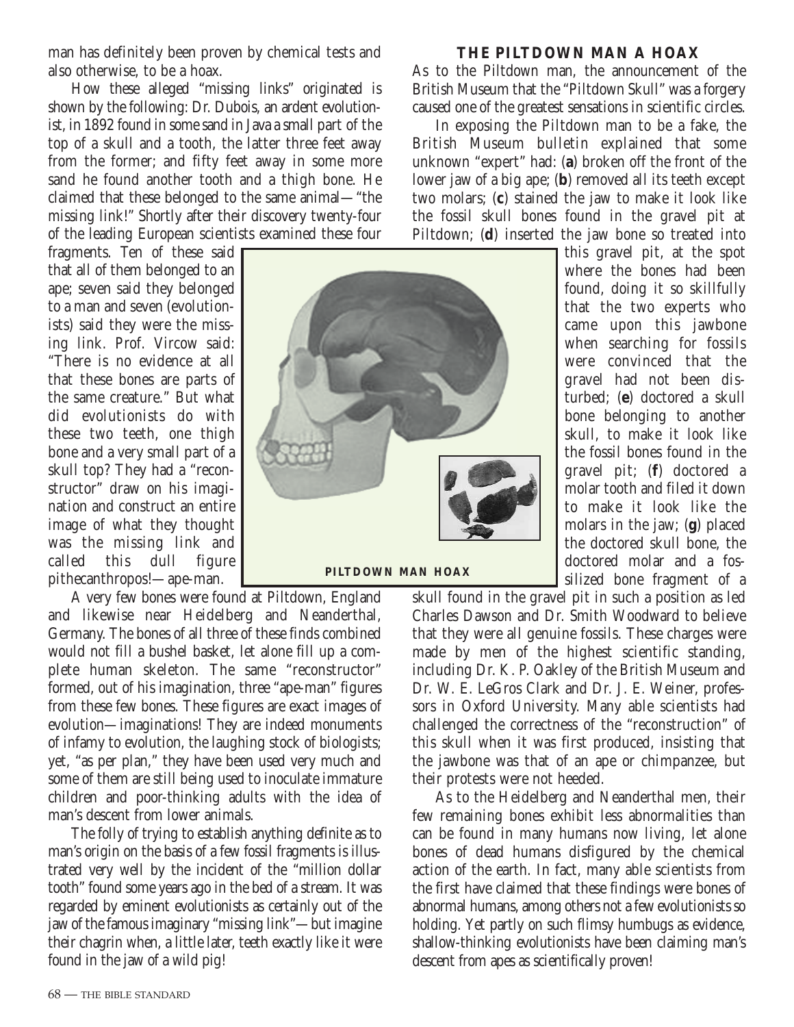man has definitely been proven by chemical tests and also otherwise, to be a hoax.

How these alleged "missing links" originated is shown by the following: Dr. Dubois, an ardent evolutionist, in 1892 found in some sand in Java a small part of the top of a skull and a tooth, the latter three feet away from the former; and fifty feet away in some more sand he found another tooth and a thigh bone. He claimed that these belonged to the same animal—"the missing link!" Shortly after their discovery twenty-four of the leading European scientists examined these four fragments. Ten of these said that all of them belonged to an ape; seven said they belonged to a man and seven (evolutionists) said they were the missing link. Prof. Vircow said: "There is no evidence at all that these bones are parts of the same creature." But what did evolutionists do with these two teeth, one thigh bone and a very small part of a skull top? They had a "reconstructor" draw on his imagination and construct an entire image of what they thought was the missing link and called this dull figure pithecanthropos!—ape-man.

A very few bones were found at Piltdown, England and likewise near Heidelberg and Neanderthal, Germany. The bones of all three of these finds combined would not fill a bushel basket, let alone fill up a complete human skeleton. The same "reconstructor" formed, out of his imagination, three "ape-man" figures from these few bones. These figures are exact images of evolution—imaginations! They are indeed monuments of infamy to evolution, the laughing stock of biologists; yet, "as per plan," they have been used very much and some of them are still being used to inoculate immature children and poor-thinking adults with the idea of man's descent from lower animals.

The folly of trying to establish anything definite as to man's origin on the basis of a few fossil fragments is illustrated very well by the incident of the "million dollar tooth" found some years ago in the bed of a stream. It was regarded by eminent evolutionists as certainly out of the jaw of the famous imaginary "missing link"—but imagine their chagrin when, a little later, teeth exactly like it were found in the jaw of a wild pig!

**PILTDOWN MAN HOAX**

## THE PILTDOWN MAN A HOAX

As to the Piltdown man, the announcement of the British Museum that the "Piltdown Skull" was a forgery caused one of the greatest sensations in scientific circles.

In exposing the Piltdown man to be a fake, the British Museum bulletin explained that some unknown "expert" had: (**a**) broken off the front of the lower jaw of a big ape; (**b**) removed all its teeth except two molars; (**c**) stained the jaw to make it look like the fossil skull bones found in the gravel pit at Piltdown; (**d**) inserted the jaw bone so treated into this gravel pit, at the spot where the bones had been found, doing it so skillfully that the two experts who came upon this jawbone when searching for fossils were convinced that the gravel had not been disturbed; (**e**) doctored a skull bone belonging to another skull, to make it look like the fossil bones found in the gravel pit; (**f**) doctored a molar tooth and filed it down to make it look like the molars in the jaw; (**g**) placed the doctored skull bone, the doctored molar and a fossilized bone fragment of a skull found in the gravel pit in such a position as led Charles Dawson and Dr. Smith Woodward to believe that they were all genuine fossils. These charges were made by men of the highest scientific standing, including Dr. K. P. Oakley of the British Museum and Dr. W. E. LeGros Clark and Dr. J. E. Weiner, professors in Oxford University. Many able scientists had challenged the correctness of the "reconstruction" of this skull when it was first produced, insisting that the jawbone was that of an ape or chimpanzee, but their protests were not heeded.

As to the Heidelberg and Neanderthal men, their few remaining bones exhibit less abnormalities than can be found in many humans now living, let alone bones of dead humans disfigured by the chemical action of the earth. In fact, many able scientists from the first have claimed that these findings were bones of abnormal humans, among others not a few evolutionists so holding. Yet partly on such flimsy humbugs as evidence, shallow-thinking evolutionists have been claiming man's descent from apes as scientifically proven!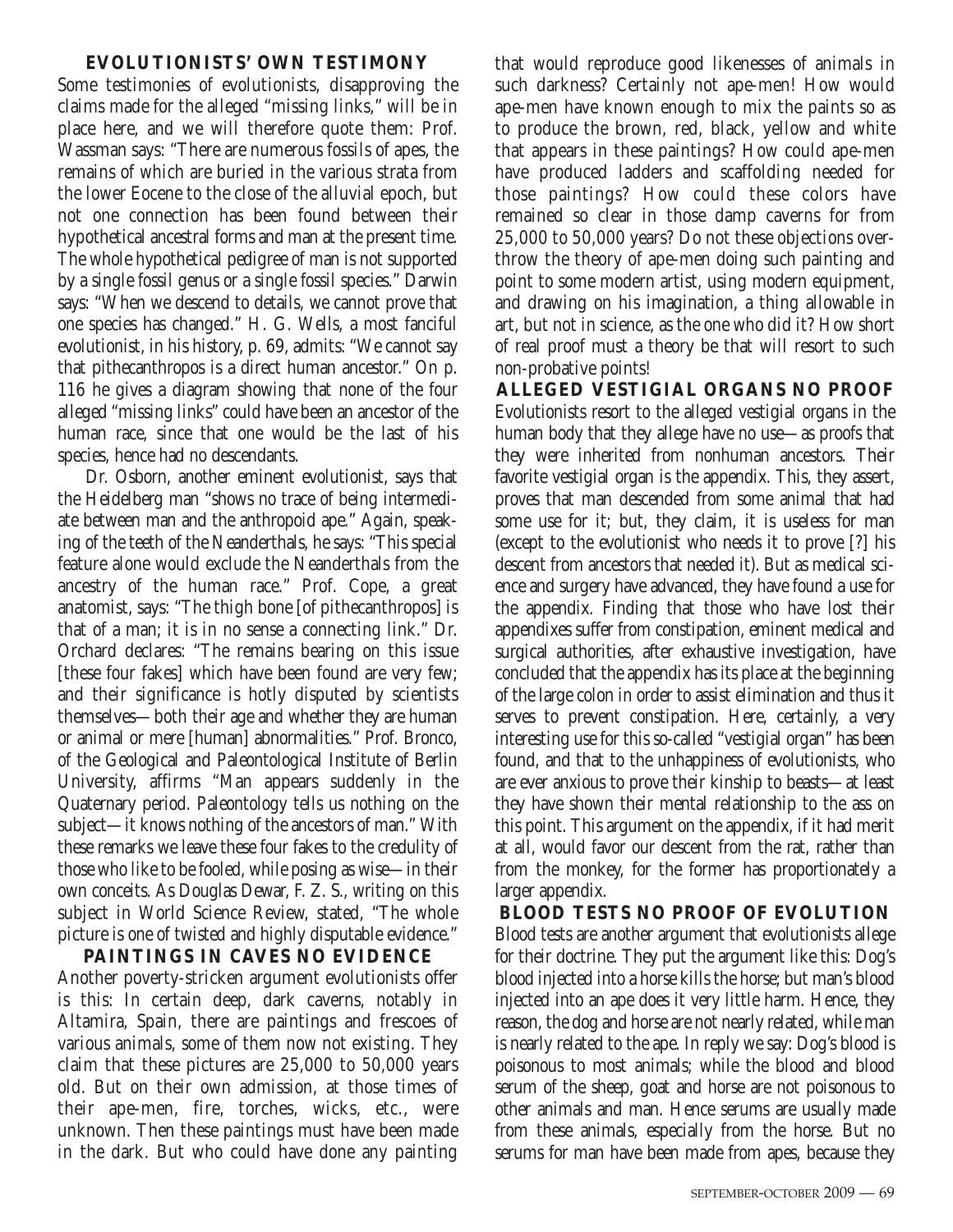## EVOLUTIONISTS' OWN TESTIMONY

Some testimonies of evolutionists, disapproving the claims made for the alleged "missing links," will be in place here, and we will therefore quote them: Prof. Wassman says: "There are numerous fossils of apes, the remains of which are buried in the various strata from the lower Eocene to the close of the alluvial epoch, but not one connection has been found between their hypothetical ancestral forms and man at the present time. The whole hypothetical pedigree of man is not supported by a single fossil genus or a single fossil species." Darwin says: "When we descend to details, we cannot prove that one species has changed." H. G. Wells, a most fanciful evolutionist, in his history, p. 69, admits: "We cannot say that pithecanthropos is a direct human ancestor." On p. 116 he gives a diagram showing that none of the four alleged "missing links" could have been an ancestor of the human race, since that one would be the last of his species, hence had no descendants.

Dr. Osborn, another eminent evolutionist, says that the Heidelberg man "shows no trace of being intermediate between man and the anthropoid ape." Again, speaking of the teeth of the Neanderthals, he says: "This special feature alone would exclude the Neanderthals from the ancestry of the human race." Prof. Cope, a great anatomist, says: "The thigh bone [of pithecanthropos] is that of a man; it is in no sense a connecting link." Dr. Orchard declares: "The remains bearing on this issue [these four fakes] which have been found are very few; and their significance is hotly disputed by scientists themselves—both their age and whether they are human or animal or mere [human] abnormalities." Prof. Bronco, of the Geological and Paleontological Institute of Berlin University, affirms "Man appears suddenly in the Quaternary period. Paleontology tells us nothing on the subject—it knows nothing of the ancestors of man." With these remarks we leave these four fakes to the credulity of those who like to be fooled, while posing as wise—in their own conceits. As Douglas Dewar, F. Z. S., writing on this subject in World Science Review, stated, "The whole picture is one of twisted and highly disputable evidence."

## PAINTINGS IN CAVES NO EVIDENCE

Another poverty-stricken argument evolutionists offer is this: In certain deep, dark caverns, notably in Altamira, Spain, there are paintings and frescoes of various animals, some of them now not existing. They claim that these pictures are 25,000 to 50,000 years old. But on their own admission, at those times of their ape-men, fire, torches, wicks, etc., were unknown. Then these paintings must have been made in the dark. But who could have done any painting that would reproduce good likenesses of animals in such darkness? Certainly not ape-men! How would ape-men have known enough to mix the paints so as to produce the brown, red, black, yellow and white that appears in these paintings? How could ape-men have produced ladders and scaffolding needed for those paintings? How could these colors have remained so clear in those damp caverns for from 25,000 to 50,000 years? Do not these objections overthrow the theory of ape-men doing such painting and point to some modern artist, using modern equipment, and drawing on his imagination, a thing allowable in art, but not in science, as the one who did it? How short of real proof must a theory be that will resort to such non-probative points!

## ALLEGED VESTIGIAL ORGANS NO PROOF

Evolutionists resort to the alleged vestigial organs in the human body that they allege have no use—as proofs that they were inherited from nonhuman ancestors. Their favorite vestigial organ is the appendix. This, they assert, proves that man descended from some animal that had some use for it; but, they claim, it is useless for man (except to the evolutionist who needs it to prove [?] his descent from ancestors that needed it). But as medical science and surgery have advanced, they have found a use for the appendix. Finding that those who have lost their appendixes suffer from constipation, eminent medical and surgical authorities, after exhaustive investigation, have concluded that the appendix has its place at the beginning of the large colon in order to assist elimination and thus it serves to prevent constipation. Here, certainly, a very interesting use for this so-called "vestigial organ" has been found, and that to the unhappiness of evolutionists, who are ever anxious to prove their kinship to beasts—at least they have shown their mental relationship to the ass on this point. This argument on the appendix, if it had merit at all, would favor our descent from the rat, rather than from the monkey, for the former has proportionately a larger appendix.

## BLOOD TESTS NO PROOF OF EVOLUTION

Blood tests are another argument that evolutionists allege for their doctrine. They put the argument like this: Dog's blood injected into a horse kills the horse; but man's blood injected into an ape does it very little harm. Hence, they reason, the dog and horse are not nearly related, while man is nearly related to the ape. In reply we say: Dog's blood is poisonous to most animals; while the blood and blood serum of the sheep, goat and horse are not poisonous to other animals and man. Hence serums are usually made from these animals, especially from the horse. But no serums for man have been made from apes, because they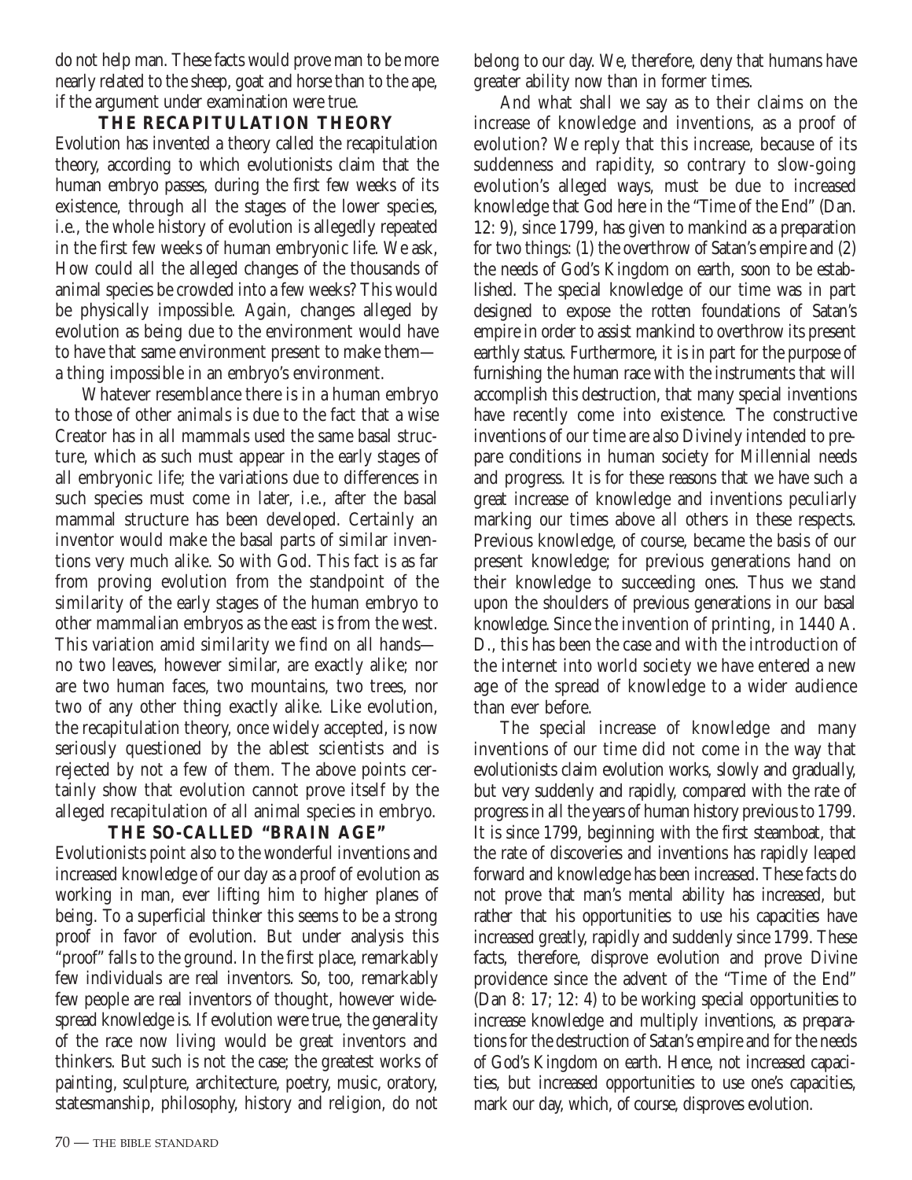do not help man. These facts would prove man to be more nearly related to the sheep, goat and horse than to the ape, if the argument under examination were true.

### THE RECAPITULATION THEORY

Evolution has invented a theory called the recapitulation theory, according to which evolutionists claim that the human embryo passes, during the first few weeks of its existence, through all the stages of the lower species, i.e., the whole history of evolution is allegedly repeated in the first few weeks of human embryonic life. We ask, How could all the alleged changes of the thousands of animal species be crowded into a few weeks? This would be physically impossible. Again, changes alleged by evolution as being due to the environment would have to have that same environment present to make them—a thing impossible in an embryo's environment.

Whatever resemblance there is in a human embryo to those of other animals is due to the fact that a wise Creator has in all mammals used the same basal structure, which as such must appear in the early stages of all embryonic life; the variations due to differences in such species must come in later, i.e., after the basal mammal structure has been developed. Certainly an inventor would make the basal parts of similar inventions very much alike. So with God. This fact is as far from proving evolution from the standpoint of the similarity of the early stages of the human embryo to other mammalian embryos as the east is from the west. This variation amid similarity we find on all hands—no two leaves, however similar, are exactly alike; nor are two human faces, two mountains, two trees, nor two of any other thing exactly alike. Like evolution, the recapitulation theory, once widely accepted, is now seriously questioned by the ablest scientists and is rejected by not a few of them. The above points certainly show that evolution cannot prove itself by the alleged recapitulation of all animal species in embryo.

### THE SO-CALLED "BRAIN AGE"

Evolutionists point also to the wonderful inventions and increased knowledge of our day as a proof of evolution as working in man, ever lifting him to higher planes of being. To a superficial thinker this seems to be a strong proof in favor of evolution. But under analysis this "proof" falls to the ground. In the first place, remarkably few individuals are real inventors. So, too, remarkably few people are real inventors of thought, however widespread knowledge is. If evolution were true, the generality of the race now living would be great inventors and thinkers. But such is not the case; the greatest works of painting, sculpture, architecture, poetry, music, oratory, statesmanship, philosophy, history and religion, do not belong to our day. We, therefore, deny that humans have greater ability now than in former times.

And what shall we say as to their claims on the increase of knowledge and inventions, as a proof of evolution? We reply that this increase, because of its suddenness and rapidity, so contrary to slow-going evolution's alleged ways, must be due to increased knowledge that God here in the "Time of the End" (Dan. 12: 9), since 1799, has given to mankind as a preparation for two things: (1) the overthrow of Satan's empire and (2) the needs of God's Kingdom on earth, soon to be established. The special knowledge of our time was in part designed to expose the rotten foundations of Satan's empire in order to assist mankind to overthrow its present earthly status. Furthermore, it is in part for the purpose of furnishing the human race with the instruments that will accomplish this destruction, that many special inventions have recently come into existence. The constructive inventions of our time are also Divinely intended to prepare conditions in human society for Millennial needs and progress. It is for these reasons that we have such a great increase of knowledge and inventions peculiarly marking our times above all others in these respects. Previous knowledge, of course, became the basis of our present knowledge; for previous generations hand on their knowledge to succeeding ones. Thus we stand upon the shoulders of previous generations in our basal knowledge. Since the invention of printing, in 1440 A. D., this has been the case and with the introduction of the internet into world society we have entered a new age of the spread of knowledge to a wider audience than ever before.

The special increase of knowledge and many inventions of our time did not come in the way that evolutionists claim evolution works, slowly and gradually, but very suddenly and rapidly, compared with the rate of progress in all the years of human history previous to 1799. It is since 1799, beginning with the first steamboat, that the rate of discoveries and inventions has rapidly leaped forward and knowledge has been increased. These facts do not prove that man's mental ability has increased, but rather that his opportunities to use his capacities have increased greatly, rapidly and suddenly since 1799. These facts, therefore, disprove evolution and prove Divine providence since the advent of the "Time of the End" (Dan 8: 17; 12: 4) to be working special opportunities to increase knowledge and multiply inventions, as preparations for the destruction of Satan's empire and for the needs of God's Kingdom on earth. Hence, not increased capacities, but increased opportunities to use one's capacities, mark our day, which, of course, disproves evolution.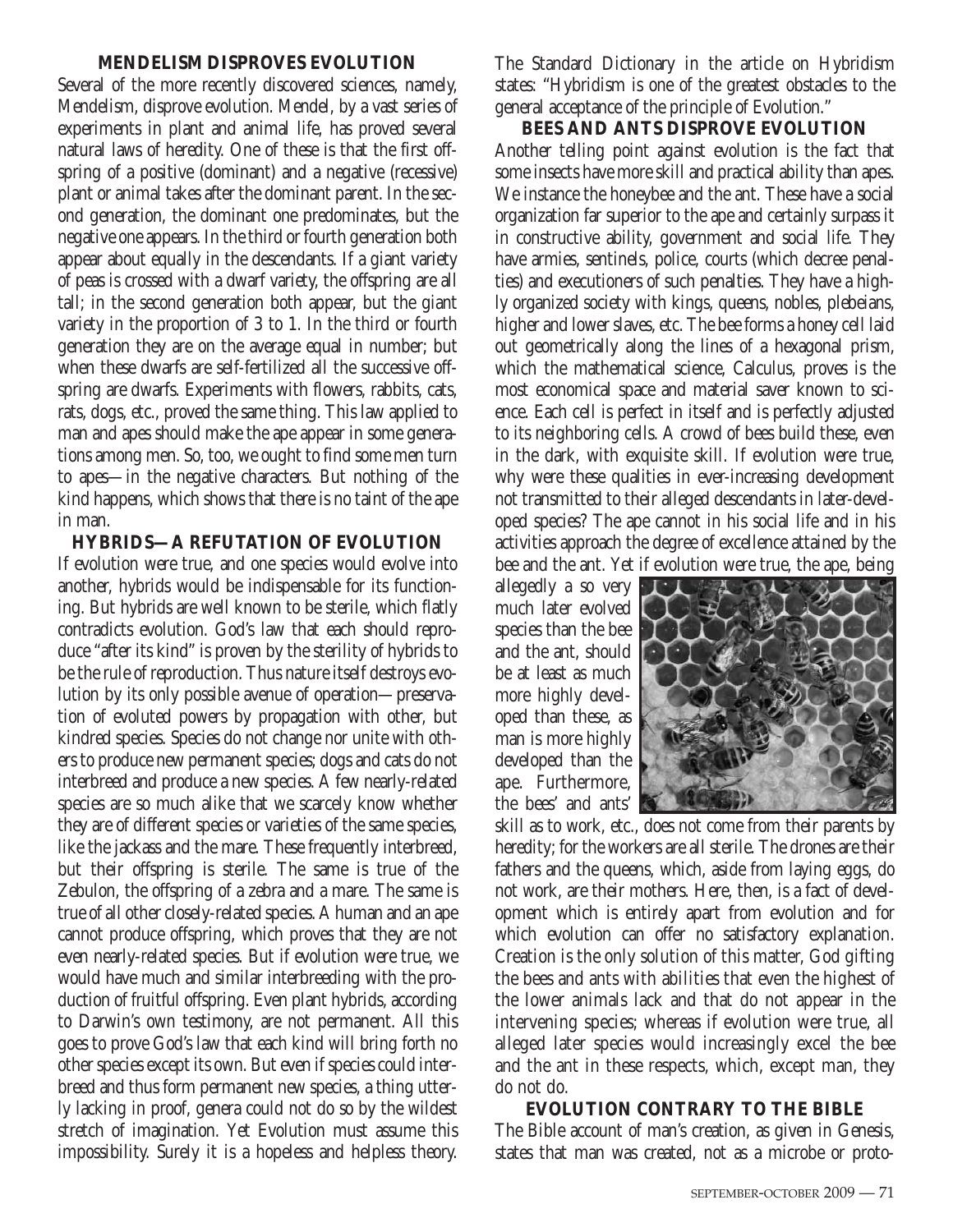### MENDELISM DISPROVES EVOLUTION

Several of the more recently discovered sciences, namely, Mendelism, disprove evolution. Mendel, by a vast series of experiments in plant and animal life, has proved several natural laws of heredity. One of these is that the first offspring of a positive (dominant) and a negative (recessive) plant or animal takes after the dominant parent. In the second generation, the dominant one predominates, but the negative one appears. In the third or fourth generation both appear about equally in the descendants. If a giant variety of peas is crossed with a dwarf variety, the offspring are all tall; in the second generation both appear, but the giant variety in the proportion of 3 to 1. In the third or fourth generation they are on the average equal in number; but when these dwarfs are self-fertilized all the successive offspring are dwarfs. Experiments with flowers, rabbits, cats, rats, dogs, etc., proved the same thing. This law applied to man and apes should make the ape appear in some generations among men. So, too, we ought to find some men turn to apes—in the negative characters. But nothing of the kind happens, which shows that there is no taint of the ape in man.

### HYBRIDS—A REFUTATION OF EVOLUTION

If evolution were true, and one species would evolve into another, hybrids would be indispensable for its functioning. But hybrids are well known to be sterile, which flatly contradicts evolution. God's law that each should reproduce "after its kind" is proven by the sterility of hybrids to be the rule of reproduction. Thus nature itself destroys evolution by its only possible avenue of operation—preservation of evoluted powers by propagation with other, but kindred species. Species do not change nor unite with others to produce new permanent species; dogs and cats do not interbreed and produce a new species. A few nearly-related species are so much alike that we scarcely know whether they are of different species or varieties of the same species, like the jackass and the mare. These frequently interbreed, but their offspring is sterile. The same is true of the Zebulon, the offspring of a zebra and a mare. The same is true of all other closely-related species. A human and an ape cannot produce offspring, which proves that they are not even nearly-related species. But if evolution were true, we would have much and similar interbreeding with the production of fruitful offspring. Even plant hybrids, according to Darwin's own testimony, are not permanent. All this goes to prove God's law that each kind will bring forth no other species except its own. But even if species could interbreed and thus form permanent new species, a thing utterly lacking in proof, genera could not do so by the wildest stretch of imagination. Yet Evolution must assume this impossibility. Surely it is a hopeless and helpless theory. The Standard Dictionary in the article on Hybridism states: "Hybridism is one of the greatest obstacles to the general acceptance of the principle of Evolution."

### BEES AND ANTS DISPROVE EVOLUTION

Another telling point against evolution is the fact that some insects have more skill and practical ability than apes. We instance the honeybee and the ant. These have a social organization far superior to the ape and certainly surpass it in constructive ability, government and social life. They have armies, sentinels, police, courts (which decree penalties) and executioners of such penalties. They have a highly organized society with kings, queens, nobles, plebeians, higher and lower slaves, etc. The bee forms a honey cell laid out geometrically along the lines of a hexagonal prism, which the mathematical science, Calculus, proves is the most economical space and material saver known to science. Each cell is perfect in itself and is perfectly adjusted to its neighboring cells. A crowd of bees build these, even in the dark, with exquisite skill. If evolution were true, why were these qualities in ever-increasing development not transmitted to their alleged descendants in later-developed species? The ape cannot in his social life and in his activities approach the degree of excellence attained by the bee and the ant. Yet if evolution were true, the ape, being allegedly a so very much later evolved species than the bee and the ant, should be at least as much more highly developed than these, as man is more highly developed than the ape. Furthermore, the bees' and ants' skill as to work, etc., does not come from their parents by heredity; for the workers are all sterile. The drones are their fathers and the queens, which, aside from laying eggs, do not work, are their mothers. Here, then, is a fact of development which is entirely apart from evolution and for which evolution can offer no satisfactory explanation. Creation is the only solution of this matter, God gifting the bees and ants with abilities that even the highest of the lower animals lack and that do not appear in the intervening species; whereas if evolution were true, all alleged later species would increasingly excel the bee and the ant in these respects, which, except man, they do not do.

### EVOLUTION CONTRARY TO THE BIBLE

The Bible account of man's creation, as given in Genesis, states that man was created, not as a microbe or proto-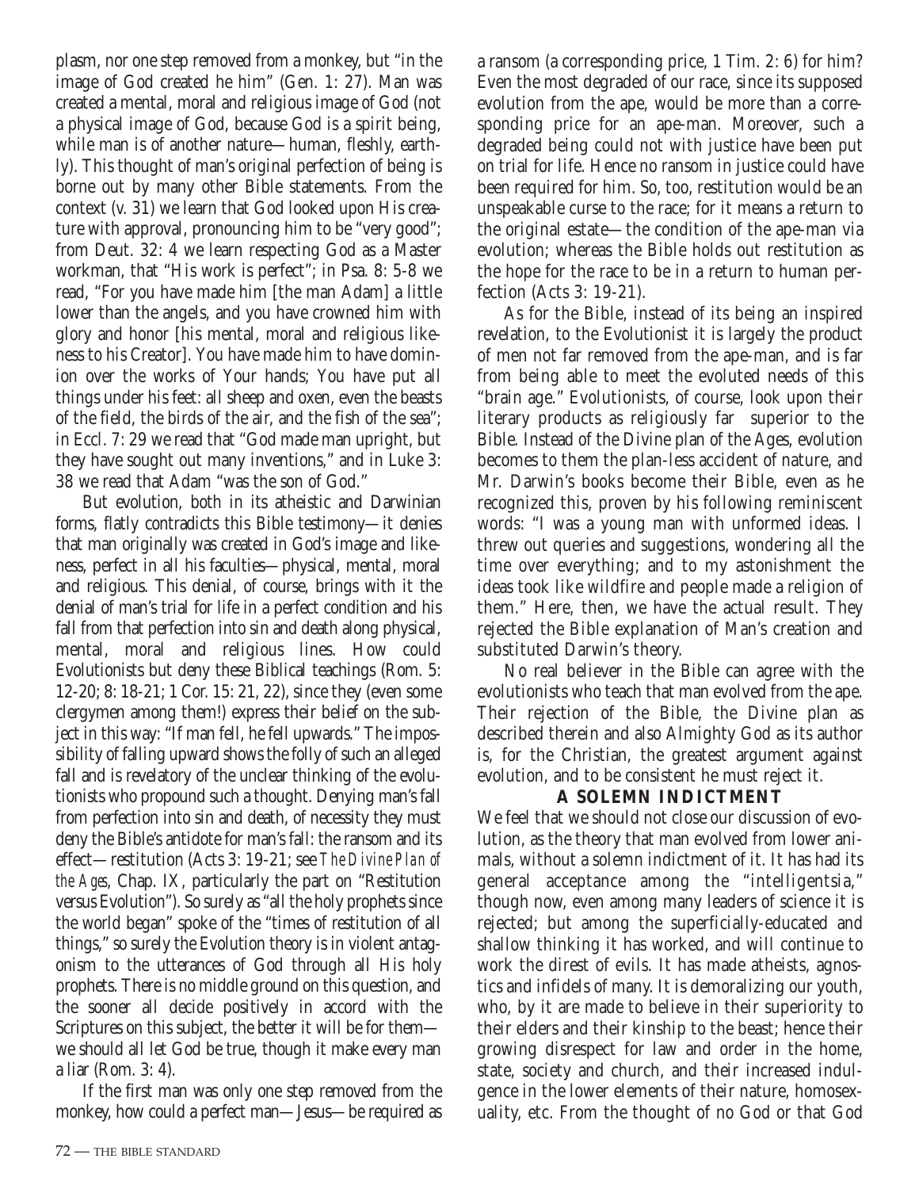plasm, nor one step removed from a monkey, but "in the image of God created he him" (Gen. 1: 27). Man was created a mental, moral and religious image of God (not a physical image of God, because God is a spirit being, while man is of another nature—human, fleshly, earthly). This thought of man's original perfection of being is borne out by many other Bible statements. From the context (v. 31) we learn that God looked upon His creature with approval, pronouncing him to be "very good"; from Deut. 32: 4 we learn respecting God as a Master workman, that "His work is perfect"; in Psa. 8: 5-8 we read, "For you have made him [the man Adam] a little lower than the angels, and you have crowned him with glory and honor [his mental, moral and religious likeness to his Creator]. You have made him to have dominion over the works of Your hands; You have put all things under his feet: all sheep and oxen, even the beasts of the field, the birds of the air, and the fish of the sea"; in Eccl. 7: 29 we read that "God made man upright, but they have sought out many inventions," and in Luke 3: 38 we read that Adam "was the son of God."

But evolution, both in its atheistic and Darwinian forms, flatly contradicts this Bible testimony—it denies that man originally was created in God's image and likeness, perfect in all his faculties—physical, mental, moral and religious. This denial, of course, brings with it the denial of man's trial for life in a perfect condition and his fall from that perfection into sin and death along physical, mental, moral and religious lines. How could Evolutionists but deny these Biblical teachings (Rom. 5: 12-20; 8: 18-21; 1 Cor. 15: 21, 22), since they (even some clergymen among them!) express their belief on the subject in this way: "If man fell, he fell upwards." The impossibility of falling upward shows the folly of such an alleged fall and is revelatory of the unclear thinking of the evolutionists who propound such a thought. Denying man's fall from perfection into sin and death, of necessity they must deny the Bible's antidote for man's fall: the ransom and its effect—restitution (Acts 3: 19-21; see *The Divine Plan of the Ages*, Chap. IX, particularly the part on "Restitution versus Evolution"). So surely as "all the holy prophets since the world began" spoke of the "times of restitution of all things," so surely the Evolution theory is in violent antagonism to the utterances of God through all His holy prophets. There is no middle ground on this question, and the sooner all decide positively in accord with the Scriptures on this subject, the better it will be for them—we should all let God be true, though it make every man a liar (Rom. 3: 4).

If the first man was only one step removed from the monkey, how could a perfect man—Jesus—be required as a ransom (a corresponding price, 1 Tim. 2: 6) for him? Even the most degraded of our race, since its supposed evolution from the ape, would be more than a corresponding price for an ape-man. Moreover, such a degraded being could not with justice have been put on trial for life. Hence no ransom in justice could have been required for him. So, too, restitution would be an unspeakable curse to the race; for it means a return to the original estate—the condition of the ape-man via evolution; whereas the Bible holds out restitution as the hope for the race to be in a return to human perfection (Acts 3: 19-21).

As for the Bible, instead of its being an inspired revelation, to the Evolutionist it is largely the product of men not far removed from the ape-man, and is far from being able to meet the evoluted needs of this "brain age." Evolutionists, of course, look upon their literary products as religiously far superior to the Bible. Instead of the Divine plan of the Ages, evolution becomes to them the plan-less accident of nature, and Mr. Darwin's books become their Bible, even as he recognized this, proven by his following reminiscent words: "I was a young man with unformed ideas. I threw out queries and suggestions, wondering all the time over everything; and to my astonishment the ideas took like wildfire and people made a religion of them." Here, then, we have the actual result. They rejected the Bible explanation of Man's creation and substituted Darwin's theory.

No real believer in the Bible can agree with the evolutionists who teach that man evolved from the ape. Their rejection of the Bible, the Divine plan as described therein and also Almighty God as its author is, for the Christian, the greatest argument against evolution, and to be consistent he must reject it.

## A SOLEMN INDICTMENT

We feel that we should not close our discussion of evolution, as the theory that man evolved from lower animals, without a solemn indictment of it. It has had its general acceptance among the "intelligentsia," though now, even among many leaders of science it is rejected; but among the superficially-educated and shallow thinking it has worked, and will continue to work the direst of evils. It has made atheists, agnostics and infidels of many. It is demoralizing our youth, who, by it are made to believe in their superiority to their elders and their kinship to the beast; hence their growing disrespect for law and order in the home, state, society and church, and their increased indulgence in the lower elements of their nature, homosexuality, etc. From the thought of no God or that God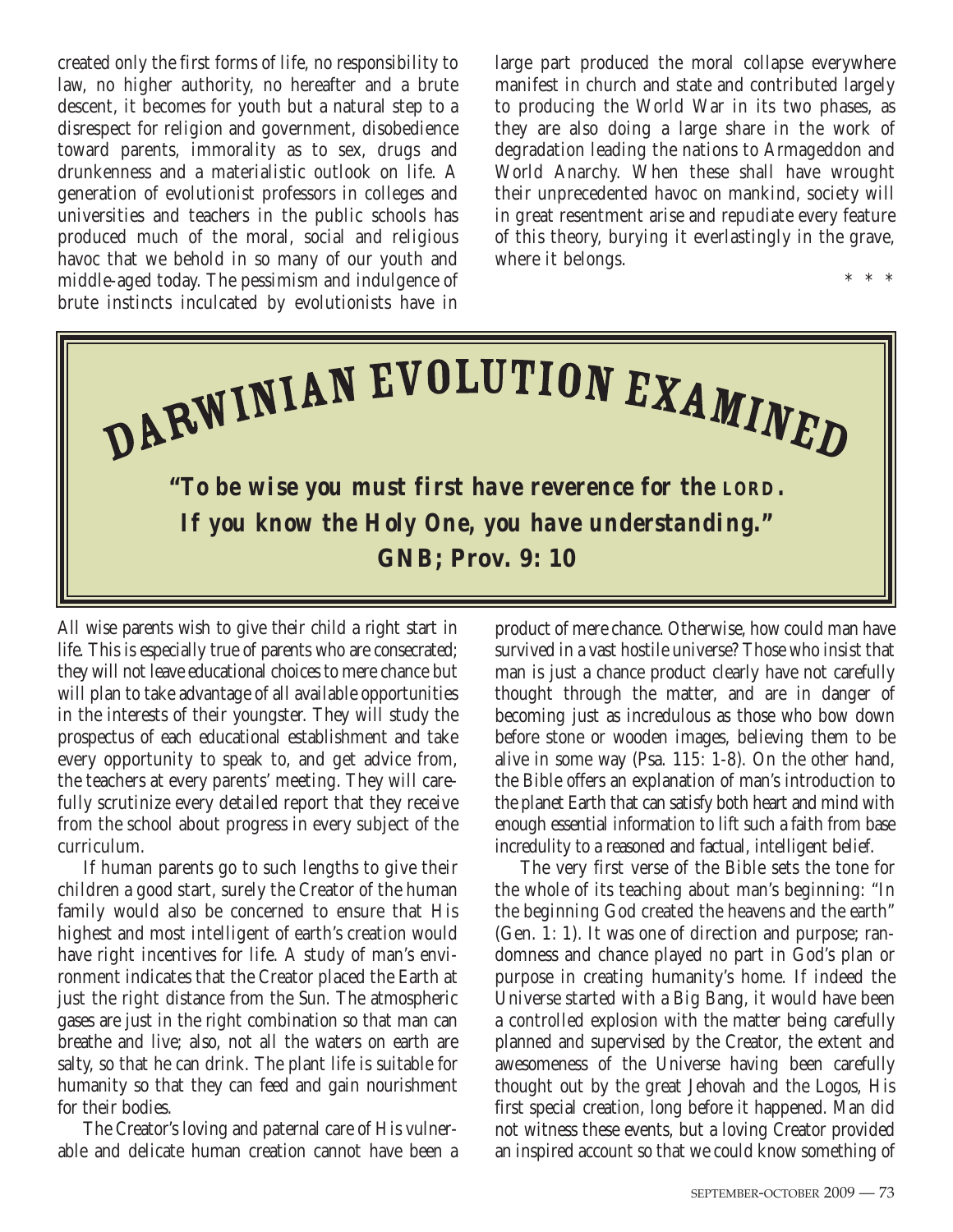created only the first forms of life, no responsibility to law, no higher authority, no hereafter and a brute descent, it becomes for youth but a natural step to a disrespect for religion and government, disobedience toward parents, immorality as to sex, drugs and drunkenness and a materialistic outlook on life. A generation of evolutionist professors in colleges and universities and teachers in the public schools has produced much of the moral, social and religious havoc that we behold in so many of our youth and middle-aged today. The pessimism and indulgence of brute instincts inculcated by evolutionists have in large part produced the moral collapse everywhere manifest in church and state and contributed largely to producing the World War in its two phases, as they are also doing a large share in the work of degradation leading the nations to Armageddon and World Anarchy. When these shall have wrought their unprecedented havoc on mankind, society will in great resentment arise and repudiate every feature of this theory, burying it everlastingly in the grave, where it belongs.

\* \* \*

# DARWINIAN EVOLUTION EXAMINED

***"To be wise you must first have reverence for the LORD. If you know the Holy One, you have understanding."***
**GNB; Prov. 9: 10**

All wise parents wish to give their child a right start in life. This is especially true of parents who are consecrated; they will not leave educational choices to mere chance but will plan to take advantage of all available opportunities in the interests of their youngster. They will study the prospectus of each educational establishment and take every opportunity to speak to, and get advice from, the teachers at every parents' meeting. They will carefully scrutinize every detailed report that they receive from the school about progress in every subject of the curriculum.

If human parents go to such lengths to give their children a good start, surely the Creator of the human family would also be concerned to ensure that His highest and most intelligent of earth's creation would have right incentives for life. A study of man's environment indicates that the Creator placed the Earth at just the right distance from the Sun. The atmospheric gases are just in the right combination so that man can breathe and live; also, not all the waters on earth are salty, so that he can drink. The plant life is suitable for humanity so that they can feed and gain nourishment for their bodies.

The Creator's loving and paternal care of His vulnerable and delicate human creation cannot have been a product of mere chance. Otherwise, how could man have survived in a vast hostile universe? Those who insist that man is just a chance product clearly have not carefully thought through the matter, and are in danger of becoming just as incredulous as those who bow down before stone or wooden images, believing them to be alive in some way (Psa. 115: 1-8). On the other hand, the Bible offers an explanation of man's introduction to the planet Earth that can satisfy both heart and mind with enough essential information to lift such a faith from base incredulity to a reasoned and factual, intelligent belief.

The very first verse of the Bible sets the tone for the whole of its teaching about man's beginning: "In the beginning God created the heavens and the earth" (Gen. 1: 1). It was one of direction and purpose; randomness and chance played no part in God's plan or purpose in creating humanity's home. If indeed the Universe started with a Big Bang, it would have been a controlled explosion with the matter being carefully planned and supervised by the Creator, the extent and awesomeness of the Universe having been carefully thought out by the great Jehovah and the Logos, His first special creation, long before it happened. Man did not witness these events, but a loving Creator provided an inspired account so that we could know something of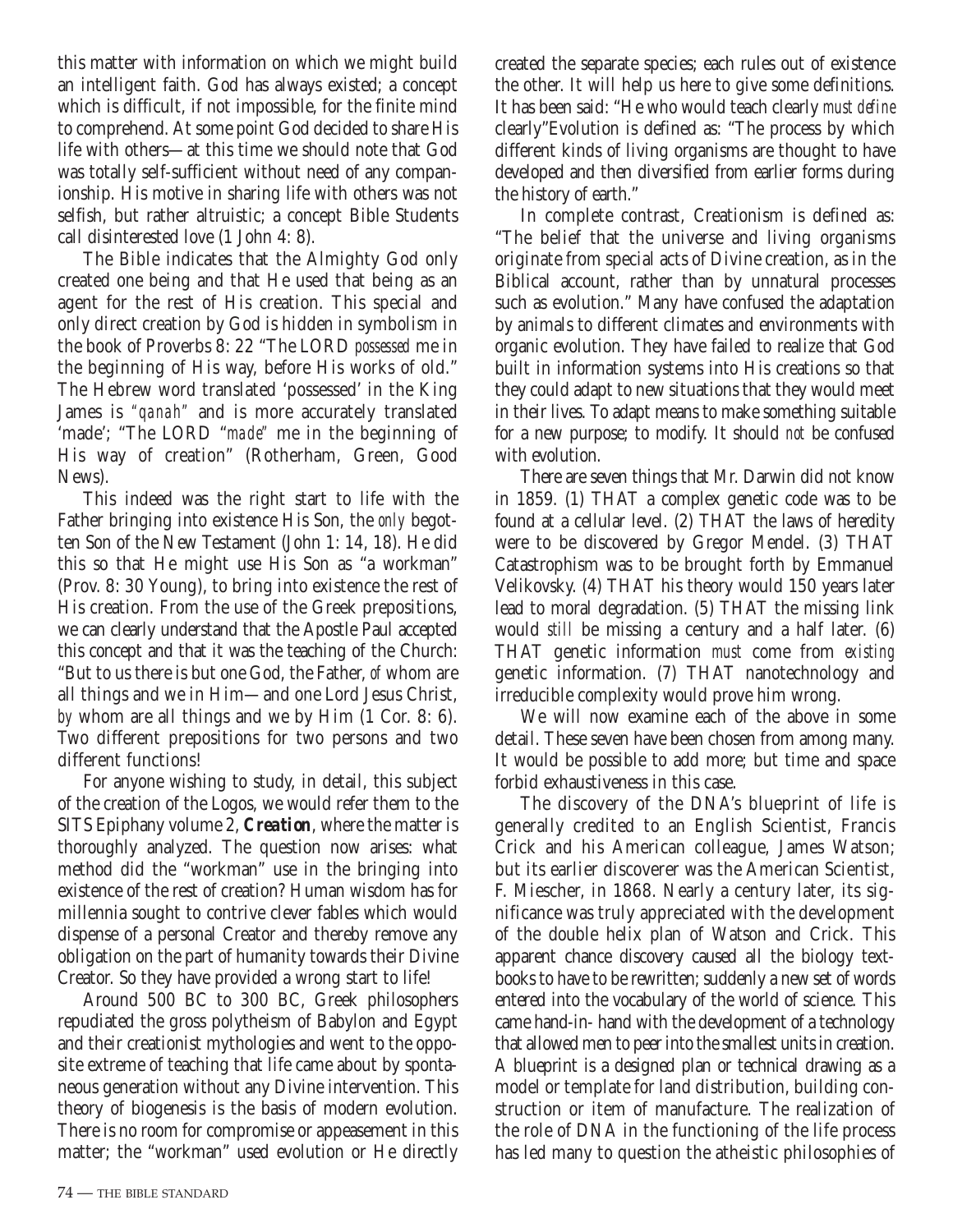this matter with information on which we might build an intelligent faith. God has always existed; a concept which is difficult, if not impossible, for the finite mind to comprehend. At some point God decided to share His life with others—at this time we should note that God was totally self-sufficient without need of any companionship. His motive in sharing life with others was not selfish, but rather altruistic; a concept Bible Students call disinterested love (1 John 4: 8).

The Bible indicates that the Almighty God only created one being and that He used that being as an agent for the rest of His creation. This special and only direct creation by God is hidden in symbolism in the book of Proverbs 8: 22 "The LORD *possessed* me in the beginning of His way, before His works of old." The Hebrew word translated 'possessed' in the King James is *"qanah"* and is more accurately translated 'made'; "The LORD "*made*" me in the beginning of His way of creation" (Rotherham, Green, Good News).

This indeed was the right start to life with the Father bringing into existence His Son, the *only* begotten Son of the New Testament (John 1: 14, 18). He did this so that He might use His Son as "a workman" (Prov. 8: 30 Young), to bring into existence the rest of His creation. From the use of the Greek prepositions, we can clearly understand that the Apostle Paul accepted this concept and that it was the teaching of the Church: "But to us there is but one God, the Father, *of* whom are all things and we in Him—and one Lord Jesus Christ, *by* whom are all things and we by Him (1 Cor. 8: 6). Two different prepositions for two persons and two different functions!

For anyone wishing to study, in detail, this subject of the creation of the Logos, we would refer them to the SITS Epiphany volume 2, ***Creation***, where the matter is thoroughly analyzed. The question now arises: what method did the "workman" use in the bringing into existence of the rest of creation? Human wisdom has for millennia sought to contrive clever fables which would dispense of a personal Creator and thereby remove any obligation on the part of humanity towards their Divine Creator. So they have provided a wrong start to life!

Around 500 BC to 300 BC, Greek philosophers repudiated the gross polytheism of Babylon and Egypt and their creationist mythologies and went to the opposite extreme of teaching that life came about by spontaneous generation without any Divine intervention. This theory of biogenesis is the basis of modern evolution. There is no room for compromise or appeasement in this matter; the "workman" used evolution or He directly created the separate species; each rules out of existence the other. It will help us here to give some definitions. It has been said: "He who would teach clearly *must define* clearly"Evolution is defined as: "The process by which different kinds of living organisms are thought to have developed and then diversified from earlier forms during the history of earth."

In complete contrast, Creationism is defined as: "The belief that the universe and living organisms originate from special acts of Divine creation, as in the Biblical account, rather than by unnatural processes such as evolution." Many have confused the adaptation by animals to different climates and environments with organic evolution. They have failed to realize that God built in information systems into His creations so that they could adapt to new situations that they would meet in their lives. To adapt means to make something suitable for a new purpose; to modify. It should *not* be confused with evolution.

There are seven things that Mr. Darwin did not know in 1859. (1) THAT a complex genetic code was to be found at a cellular level. (2) THAT the laws of heredity were to be discovered by Gregor Mendel. (3) THAT Catastrophism was to be brought forth by Emmanuel Velikovsky. (4) THAT his theory would 150 years later lead to moral degradation. (5) THAT the missing link would *still* be missing a century and a half later. (6) THAT genetic information *must* come from *existing* genetic information. (7) THAT nanotechnology and irreducible complexity would prove him wrong.

We will now examine each of the above in some detail. These seven have been chosen from among many. It would be possible to add more; but time and space forbid exhaustiveness in this case.

The discovery of the DNA's blueprint of life is generally credited to an English Scientist, Francis Crick and his American colleague, James Watson; but its earlier discoverer was the American Scientist, F. Miescher, in 1868. Nearly a century later, its significance was truly appreciated with the development of the double helix plan of Watson and Crick. This apparent chance discovery caused all the biology textbooks to have to be rewritten; suddenly a new set of words entered into the vocabulary of the world of science. This came hand-in- hand with the development of a technology that allowed men to peer into the smallest units in creation. A blueprint is a designed plan or technical drawing as a model or template for land distribution, building construction or item of manufacture. The realization of the role of DNA in the functioning of the life process has led many to question the atheistic philosophies of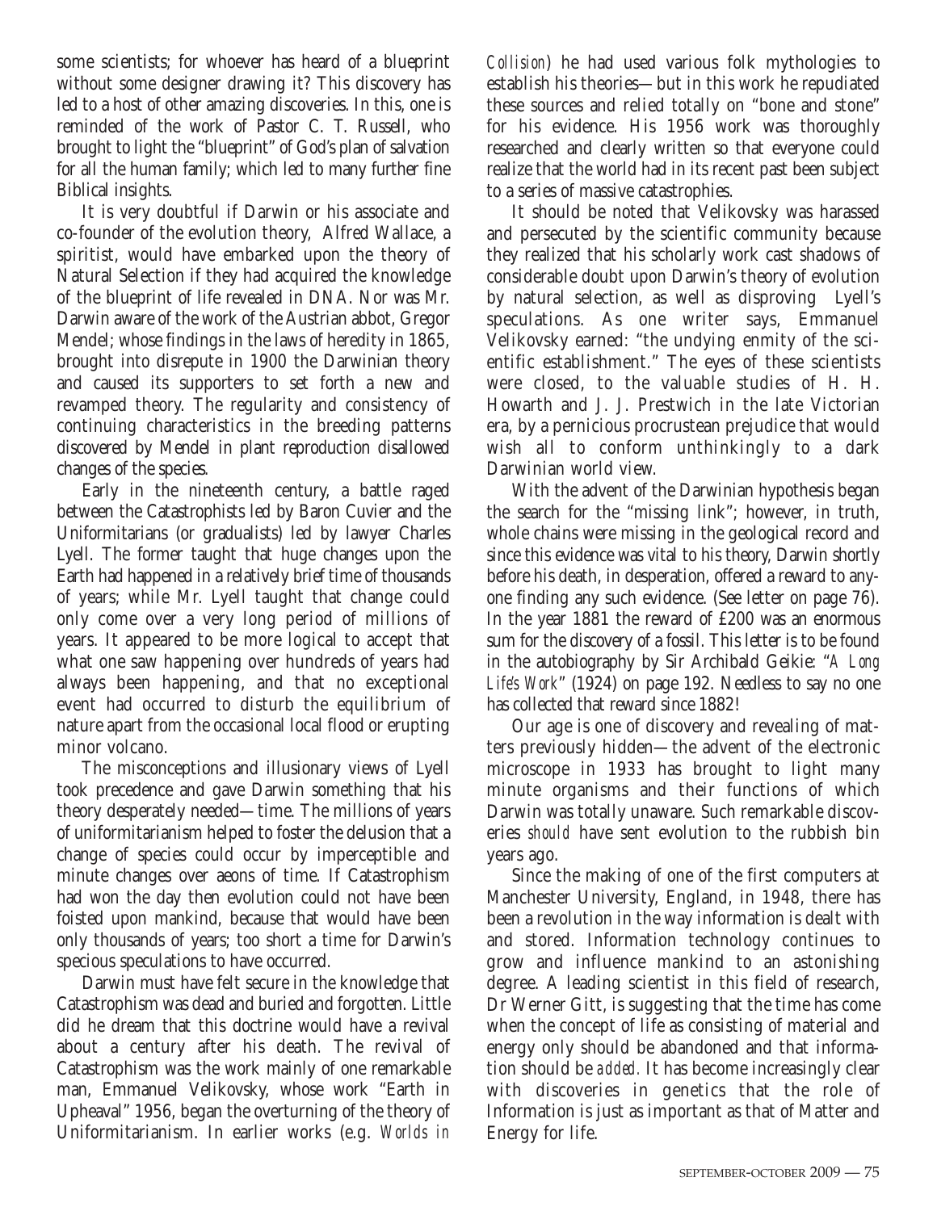some scientists; for whoever has heard of a blueprint without some designer drawing it? This discovery has led to a host of other amazing discoveries. In this, one is reminded of the work of Pastor C. T. Russell, who brought to light the "blueprint" of God's plan of salvation for all the human family; which led to many further fine Biblical insights.

It is very doubtful if Darwin or his associate and co-founder of the evolution theory, Alfred Wallace, a spiritist, would have embarked upon the theory of Natural Selection if they had acquired the knowledge of the blueprint of life revealed in DNA. Nor was Mr. Darwin aware of the work of the Austrian abbot, Gregor Mendel; whose findings in the laws of heredity in 1865, brought into disrepute in 1900 the Darwinian theory and caused its supporters to set forth a new and revamped theory. The regularity and consistency of continuing characteristics in the breeding patterns discovered by Mendel in plant reproduction disallowed changes of the species.

Early in the nineteenth century, a battle raged between the Catastrophists led by Baron Cuvier and the Uniformitarians (or gradualists) led by lawyer Charles Lyell. The former taught that huge changes upon the Earth had happened in a relatively brief time of thousands of years; while Mr. Lyell taught that change could only come over a very long period of millions of years. It appeared to be more logical to accept that what one saw happening over hundreds of years had always been happening, and that no exceptional event had occurred to disturb the equilibrium of nature apart from the occasional local flood or erupting minor volcano.

The misconceptions and illusionary views of Lyell took precedence and gave Darwin something that his theory desperately needed—time. The millions of years of uniformitarianism helped to foster the delusion that a change of species could occur by imperceptible and minute changes over aeons of time. If Catastrophism had won the day then evolution could not have been foisted upon mankind, because that would have been only thousands of years; too short a time for Darwin's specious speculations to have occurred.

Darwin must have felt secure in the knowledge that Catastrophism was dead and buried and forgotten. Little did he dream that this doctrine would have a revival about a century after his death. The revival of Catastrophism was the work mainly of one remarkable man, Emmanuel Velikovsky, whose work "Earth in Upheaval" 1956, began the overturning of the theory of Uniformitarianism. In earlier works (e.g. *Worlds in Collision*) he had used various folk mythologies to establish his theories—but in this work he repudiated these sources and relied totally on "bone and stone" for his evidence. His 1956 work was thoroughly researched and clearly written so that everyone could realize that the world had in its recent past been subject to a series of massive catastrophies.

It should be noted that Velikovsky was harassed and persecuted by the scientific community because they realized that his scholarly work cast shadows of considerable doubt upon Darwin's theory of evolution by natural selection, as well as disproving Lyell's speculations. As one writer says, Emmanuel Velikovsky earned: "the undying enmity of the scientific establishment." The eyes of these scientists were closed, to the valuable studies of H. H. Howarth and J. J. Prestwich in the late Victorian era, by a pernicious procrustean prejudice that would wish all to conform unthinkingly to a dark Darwinian world view.

With the advent of the Darwinian hypothesis began the search for the "missing link"; however, in truth, whole chains were missing in the geological record and since this evidence was vital to his theory, Darwin shortly before his death, in desperation, offered a reward to anyone finding any such evidence. (See letter on page 76). In the year 1881 the reward of £200 was an enormous sum for the discovery of a fossil. This letter is to be found in the autobiography by Sir Archibald Geikie: "*A Long Life's Work*" (1924) on page 192. Needless to say no one has collected that reward since 1882!

Our age is one of discovery and revealing of matters previously hidden—the advent of the electronic microscope in 1933 has brought to light many minute organisms and their functions of which Darwin was totally unaware. Such remarkable discoveries *should* have sent evolution to the rubbish bin years ago.

Since the making of one of the first computers at Manchester University, England, in 1948, there has been a revolution in the way information is dealt with and stored. Information technology continues to grow and influence mankind to an astonishing degree. A leading scientist in this field of research, Dr Werner Gitt, is suggesting that the time has come when the concept of life as consisting of material and energy only should be abandoned and that information should be *added*. It has become increasingly clear with discoveries in genetics that the role of Information is just as important as that of Matter and Energy for life.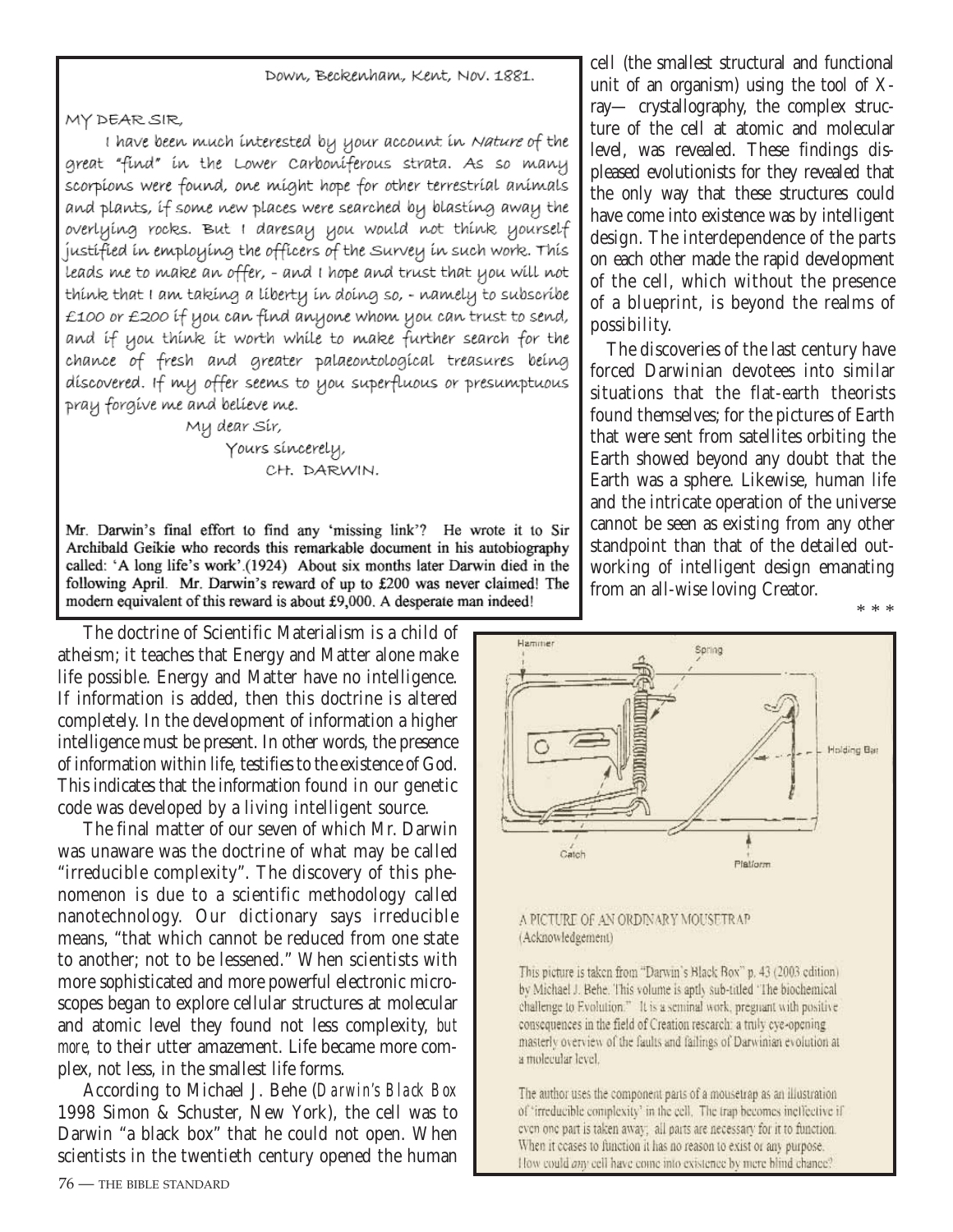Down, Beckenham, Kent, Nov. 1881.

MY DEAR SIR,

I have been much interested by your account in *Nature* of the great "find" in the Lower Carboniferous strata. As so many scorpions were found, one might hope for other terrestrial animals and plants, if some new places were searched by blasting away the overlying rocks. But I daresay you would not think yourself justified in employing the officers of the Survey in such work. This leads me to make an offer, - and I hope and trust that you will not think that I am taking a liberty in doing so, - namely to subscribe £100 or £200 if you can find anyone whom you can trust to send, and if you think it worth while to make further search for the chance of fresh and greater palaeontological treasures being discovered. If my offer seems to you superfluous or presumptuous pray forgive me and believe me.

My dear Sir,
Yours sincerely,
CH. DARWIN.

Mr. Darwin's final effort to find any 'missing link'? He wrote it to Sir Archibald Geikie who records this remarkable document in his autobiography called: 'A long life's work'.(1924) About six months later Darwin died in the following April. Mr. Darwin's reward of up to £200 was never claimed! The modern equivalent of this reward is about £9,000. A desperate man indeed!

The doctrine of Scientific Materialism is a child of atheism; it teaches that Energy and Matter alone make life possible. Energy and Matter have no intelligence. If information is added, then this doctrine is altered completely. In the development of information a higher intelligence must be present. In other words, the presence of information within life, testifies to the existence of God. This indicates that the information found in our genetic code was developed by a living intelligent source.

The final matter of our seven of which Mr. Darwin was unaware was the doctrine of what may be called "irreducible complexity". The discovery of this phenomenon is due to a scientific methodology called nanotechnology. Our dictionary says irreducible means, "that which cannot be reduced from one state to another; not to be lessened." When scientists with more sophisticated and more powerful electronic microscopes began to explore cellular structures at molecular and atomic level they found not less complexity, *but more,* to their utter amazement. Life became more complex, not less, in the smallest life forms.

According to Michael J. Behe (*Darwin's Black Box* 1998 Simon & Schuster, New York), the cell was to Darwin "a black box" that he could not open. When scientists in the twentieth century opened the human cell (the smallest structural and functional unit of an organism) using the tool of X-ray— crystallography, the complex structure of the cell at atomic and molecular level, was revealed. These findings displeased evolutionists for they revealed that the only way that these structures could have come into existence was by intelligent design. The interdependence of the parts on each other made the rapid development of the cell, which without the presence of a blueprint, is beyond the realms of possibility.

The discoveries of the last century have forced Darwinian devotees into similar situations that the flat-earth theorists found themselves; for the pictures of Earth that were sent from satellites orbiting the Earth showed beyond any doubt that the Earth was a sphere. Likewise, human life and the intricate operation of the universe cannot be seen as existing from any other standpoint than that of the detailed outworking of intelligent design emanating from an all-wise loving Creator.

\* \* \*

Hammer — Spring — Holding Bar — Catch — Platform

A PICTURE OF AN ORDINARY MOUSETRAP
(Acknowledgement)

This picture is taken from "Darwin's Black Box" p. 43 (2003 edition) by Michael J. Behe. This volume is aptly sub-titled "The biochemical challenge to Evolution." It is a seminal work, pregnant with positive consequences in the field of Creation research: a truly eye-opening masterly overview of the faults and failings of Darwinian evolution at a molecular level.

The author uses the component parts of a mousetrap as an illustration of 'irreducible complexity' in the cell. The trap becomes ineffective if even one part is taken away; all parts are necessary for it to function. When it ceases to function it has no reason to exist or any purpose. How could *any* cell have come into existence by mere blind chance?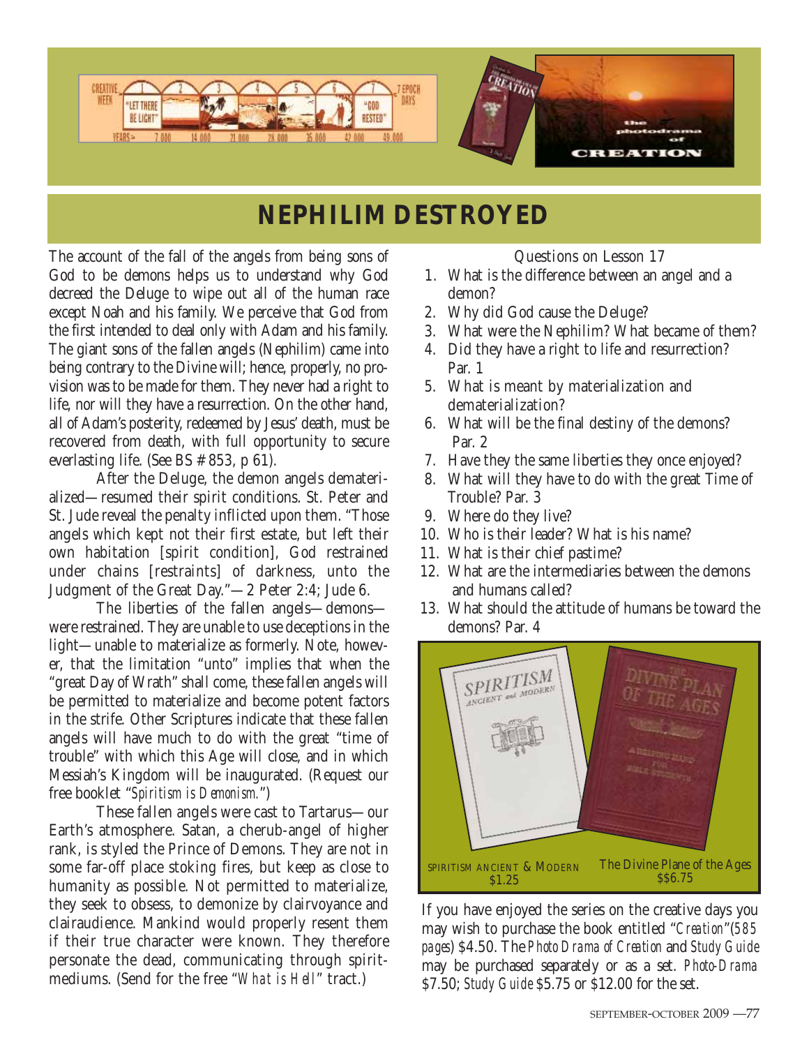# NEPHILIM DESTROYED

The account of the fall of the angels from being sons of God to be demons helps us to understand why God decreed the Deluge to wipe out all of the human race except Noah and his family. We perceive that God from the first intended to deal only with Adam and his family. The giant sons of the fallen angels (Nephilim) came into being contrary to the Divine will; hence, properly, no provision was to be made for them. They never had a right to life, nor will they have a resurrection. On the other hand, all of Adam's posterity, redeemed by Jesus' death, must be recovered from death, with full opportunity to secure everlasting life. (See BS # 853, p 61).

After the Deluge, the demon angels dematerialized—resumed their spirit conditions. St. Peter and St. Jude reveal the penalty inflicted upon them. "Those angels which kept not their first estate, but left their own habitation [spirit condition], God restrained under chains [restraints] of darkness, unto the Judgment of the Great Day."—2 Peter 2:4; Jude 6.

The liberties of the fallen angels—demons—were restrained. They are unable to use deceptions in the light—unable to materialize as formerly. Note, however, that the limitation "unto" implies that when the "great Day of Wrath" shall come, these fallen angels will be permitted to materialize and become potent factors in the strife. Other Scriptures indicate that these fallen angels will have much to do with the great "time of trouble" with which this Age will close, and in which Messiah's Kingdom will be inaugurated. (Request our free booklet "*Spiritism is Demonism.*")

These fallen angels were cast to Tartarus—our Earth's atmosphere. Satan, a cherub-angel of higher rank, is styled the Prince of Demons. They are not in some far-off place stoking fires, but keep as close to humanity as possible. Not permitted to materialize, they seek to obsess, to demonize by clairvoyance and clairaudience. Mankind would properly resent them if their true character were known. They therefore personate the dead, communicating through spirit-mediums. (Send for the free "*What is Hell*" tract.)

Questions on Lesson 17

1. What is the difference between an angel and a demon?
2. Why did God cause the Deluge?
3. What were the Nephilim? What became of them?
4. Did they have a right to life and resurrection? Par. 1
5. What is meant by materialization and dematerialization?
6. What will be the final destiny of the demons? Par. 2
7. Have they the same liberties they once enjoyed?
8. What will they have to do with the great Time of Trouble? Par. 3
9. Where do they live?
10. Who is their leader? What is his name?
11. What is their chief pastime?
12. What are the intermediaries between the demons and humans called?
13. What should the attitude of humans be toward the demons? Par. 4

SPIRITISM ANCIENT & MODERN $1.25

The Divine Plane of the Ages $$6.75

If you have enjoyed the series on the creative days you may wish to purchase the book entitled "*Creation*"(*585 pages*) $4.50. The *Photo Drama of Creation* and *Study Guide* may be purchased separately or as a set. *Photo-Drama* $7.50; *Study Guide* $5.75 or $12.00 for the set.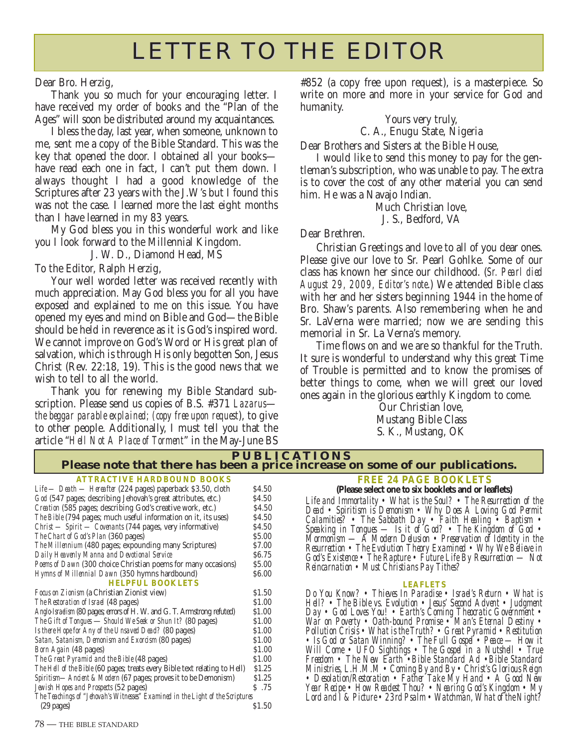# LETTER TO THE EDITOR

Dear Bro. Herzig,

Thank you so much for your encouraging letter. I have received my order of books and the "Plan of the Ages" will soon be distributed around my acquaintances.

I bless the day, last year, when someone, unknown to me, sent me a copy of the Bible Standard. This was the key that opened the door. I obtained all your books—have read each one in fact, I can't put them down. I always thought I had a good knowledge of the Scriptures after 23 years with the J.W's but I found this was not the case. I learned more the last eight months than I have learned in my 83 years.

My God bless you in this wonderful work and like you I look forward to the Millennial Kingdom.

J. W. D., Diamond Head, MS

To the Editor, Ralph Herzig,

Your well worded letter was received recently with much appreciation. May God bless you for all you have exposed and explained to me on this issue. You have opened my eyes and mind on Bible and God—the Bible should be held in reverence as it is God's inspired word. We cannot improve on God's Word or His great plan of salvation, which is through His only begotten Son, Jesus Christ (Rev. 22:18, 19). This is the good news that we wish to tell to all the world.

Thank you for renewing my Bible Standard subscription. Please send us copies of B.S. #371 *Lazarus—the beggar parable explained; (copy free upon request*), to give to other people. Additionally, I must tell you that the article "*Hell Not A Place of Torment*" in the May-June BS #852 (a copy free upon request), is a masterpiece. So write on more and more in your service for God and humanity.

Yours very truly,
C. A., Enugu State, Nigeria

Dear Brothers and Sisters at the Bible House,

I would like to send this money to pay for the gentleman's subscription, who was unable to pay. The extra is to cover the cost of any other material you can send him. He was a Navajo Indian.

Much Christian love,
J. S., Bedford, VA

Dear Brethren.

Christian Greetings and love to all of you dear ones. Please give our love to Sr. Pearl Gohlke. Some of our class has known her since our childhood. (*Sr. Pearl died August 29, 2009, Editor's note.*) We attended Bible class with her and her sisters beginning 1944 in the home of Bro. Shaw's parents. Also remembering when he and Sr. LaVerna were married; now we are sending this memorial in Sr. La Verna's memory.

Time flows on and we are so thankful for the Truth. It sure is wonderful to understand why this great Time of Trouble is permitted and to know the promises of better things to come, when we will greet our loved ones again in the glorious earthly Kingdom to come.

Our Christian love,
Mustang Bible Class
S. K., Mustang, OK

## PUBLICATIONS

**Please note that there has been a price increase on some of our publications.**

### ATTRACTIVE HARDBOUND BOOKS

| | |
|---|---|
| *Life — Death — Hereafter* (224 pages) paperback $3.50, cloth | $4.50 |
| *God* (547 pages; describing Jehovah's great attributes, etc.) | $4.50 |
| *Creation* (585 pages; describing God's creative work, etc.) | $4.50 |
| *The Bible* (794 pages; much useful information on it, its uses) | $4.50 |
| *Christ — Spirit — Covenants* (744 pages, very informative) | $4.50 |
| *The Chart of God's Plan* (360 pages) | $5.00 |
| *The Millennium* (480 pages; expounding many Scriptures) | $7.00 |
| *Daily Heavenly Manna and Devotional Service* | $6.75 |
| *Poems of Dawn* (300 choice Christian poems for many occasions) | $5.00 |
| *Hymns of Millennial Dawn* (350 hymns hardbound) | $6.00 |

### HELPFUL BOOKLETS

| | |
|---|---|
| *Focus on Zionism* (a Christian Zionist view) | $1.50 |
| *The Restoration of Israel* (48 pages) | $1.00 |
| *Anglo-Israelism* (80 pages; errors of H. W. and G. T. Armstrong refuted) | $1.00 |
| *The Gift of Tongues — Should We Seek or Shun It?* (80 pages) | $1.00 |
| *Is there Hope for Any of the Unsaved Dead?* (80 pages) | $1.00 |
| *Satan, Satanism, Demonism and Exorcism* (80 pages) | $1.00 |
| *Born Again* (48 pages) | $1.00 |
| *The Great Pyramid and the Bible* (48 pages) | $1.00 |
| *The Hell of the Bible* (60 pages; treats every Bible text relating to Hell) | $1.25 |
| *Spiritism—Ancient & Modern* (67 pages; proves it to be Demonism) | $1.25 |
| *Jewish Hopes and Prospects* (52 pages) | $ .75 |
| *The Teachings of "Jehovah's Witnesses" Examined in the Light of the Scriptures* (29 pages) | $1.50 |

### FREE 24 PAGE BOOKLETS

**(Please select one to six booklets and or leaflets)**

*Life and Immortality • What is the Soul? • The Resurrection of the Dead • Spiritism is Demonism • Why Does A Loving God Permit Calamities? • The Sabbath Day • Faith Healing • Baptism • Speaking in Tongues — Is it of God? • The Kingdom of God • Mormonism — A Modern Delusion • Preservation of Identity in the Resurrection • The Evolution Theory Examined • Why We Believe in God's Existence • The Rapture • Future Life By Resurrection — Not Reincarnation • Must Christians Pay Tithes?*

### LEAFLETS

*Do You Know? • Thieves In Paradise • Israel's Return • What is Hell? • The Bible vs. Evolution • Jesus' Second Advent • Judgment Day • God Loves You! • Earth's Coming Theocratic Government • War on Poverty • Oath-bound Promise • Man's Eternal Destiny • Pollution Crisis • What is the Truth? • Great Pyramid • Restitution • Is God or Satan Winning? • The Full Gospel • Peace — How it Will Come • UFO Sightings • The Gospel in a Nutshell • True Freedom • The New Earth • Bible Standard Ad • Bible Standard Ministries, L.H.M.M • Coming By and By • Christ's Glorious Reign • Desolation/Restoration • Father Take My Hand • A Good New Year Recipe • How Readest Thou? • Nearing God's Kingdom • My Lord and I & Picture • 23rd Psalm • Watchman, What of the Night?*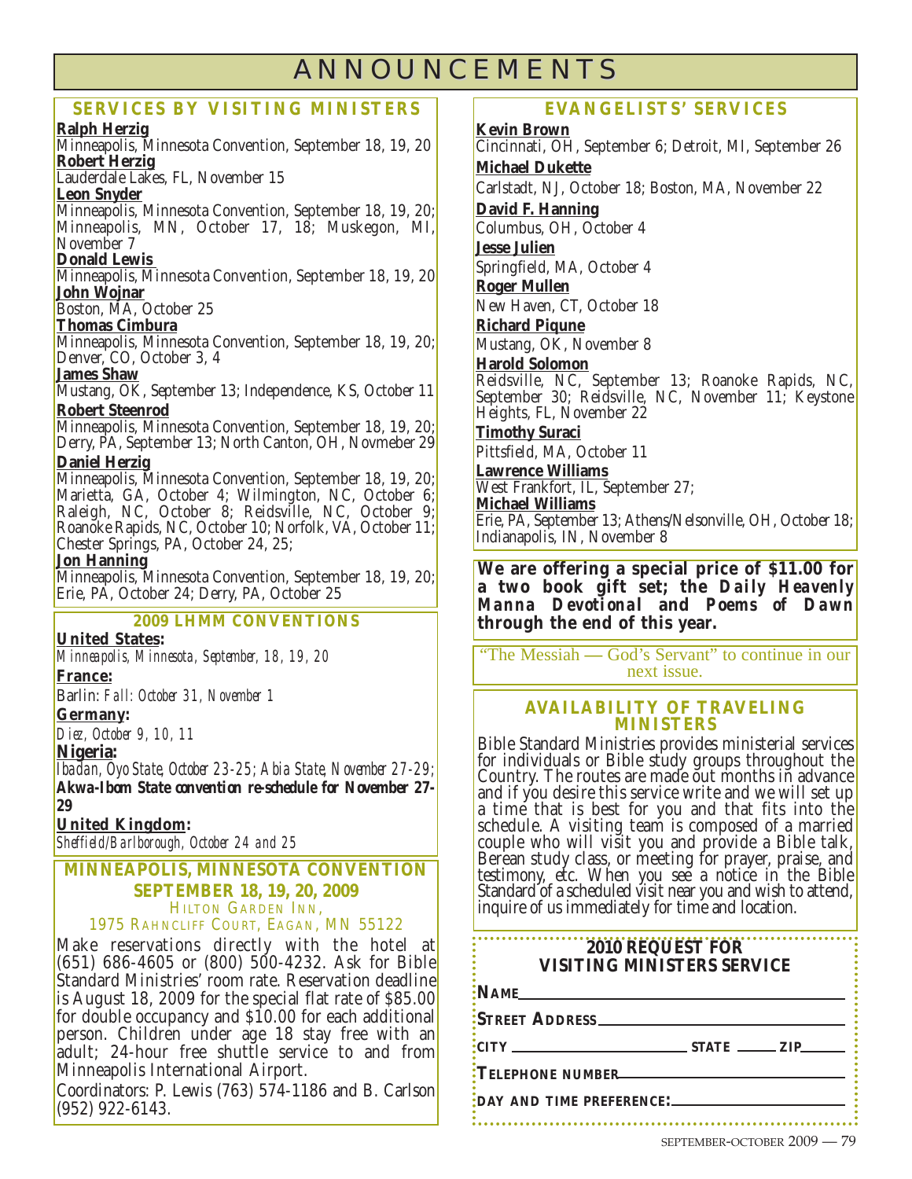# ANNOUNCEMENTS

## SERVICES BY VISITING MINISTERS

**Ralph Herzig**
Minneapolis, Minnesota Convention, September 18, 19, 20

**Robert Herzig**
Lauderdale Lakes, FL, November 15

**Leon Snyder**
Minneapolis, Minnesota Convention, September 18, 19, 20; Minneapolis, MN, October 17, 18; Muskegon, MI, November 7

**Donald Lewis**
Minneapolis, Minnesota Convention, September 18, 19, 20

**John Wojnar**
Boston, MA, October 25

**Thomas Cimbura**
Minneapolis, Minnesota Convention, September 18, 19, 20; Denver, CO, October 3, 4

**James Shaw**
Mustang, OK, September 13; Independence, KS, October 11

**Robert Steenrod**
Minneapolis, Minnesota Convention, September 18, 19, 20; Derry, PA, September 13; North Canton, OH, Novmeber 29

**Daniel Herzig**
Minneapolis, Minnesota Convention, September 18, 19, 20; Marietta, GA, October 4; Wilmington, NC, October 6; Raleigh, NC, October 8; Reidsville, NC, October 9; Roanoke Rapids, NC, October 10; Norfolk, VA, October 11; Chester Springs, PA, October 24, 25;

**Jon Hanning**
Minneapolis, Minnesota Convention, September 18, 19, 20; Erie, PA, October 24; Derry, PA, October 25

## 2009 LHMM CONVENTIONS

**United States:**
*Minneapolis, Minnesota, September, 18, 19, 20*

**France:**
Barlin: *Fall: October 31, November 1*

**Germany:**
*Diez, October 9, 10, 11*

**Nigeria:**
*Ibadan, Oyo State, October 23-25; Abia State, November 27-29;*
***Akwa-Ibom State convention re-schedule for November 27-29***

**United Kingdom:**
*Sheffield/Barlborough, October 24 and 25*

## MINNEAPOLIS, MINNESOTA CONVENTION SEPTEMBER 18, 19, 20, 2009

HILTON GARDEN INN,
1975 RAHNCLIFF COURT, EAGAN, MN 55122

Make reservations directly with the hotel at (651) 686-4605 or (800) 500-4232. Ask for Bible Standard Ministries' room rate. Reservation deadline is August 18, 2009 for the special flat rate of $85.00 for double occupancy and $10.00 for each additional person. Children under age 18 stay free with an adult; 24-hour free shuttle service to and from Minneapolis International Airport.

Coordinators: P. Lewis (763) 574-1186 and B. Carlson (952) 922-6143.

## EVANGELISTS' SERVICES

**Kevin Brown**
Cincinnati, OH, September 6; Detroit, MI, September 26

**Michael Dukette**
Carlstadt, NJ, October 18; Boston, MA, November 22

**David F. Hanning**
Columbus, OH, October 4

**Jesse Julien**
Springfield, MA, October 4

**Roger Mullen**
New Haven, CT, October 18

**Richard Piqune**
Mustang, OK, November 8

**Harold Solomon**
Reidsville, NC, September 13; Roanoke Rapids, NC, September 30; Reidsville, NC, November 11; Keystone Heights, FL, November 22

**Timothy Suraci**
Pittsfield, MA, October 11

**Lawrence Williams**
West Frankfort, IL, September 27;

**Michael Williams**
Erie, PA, September 13; Athens/Nelsonville, OH, October 18; Indianapolis, IN, November 8

**We are offering a special price of $11.00 for a two book gift set; the *Daily Heavenly Manna Devotional* and *Poems of Dawn* through the end of this year.**

"The Messiah — God's Servant" to continue in our next issue.

## AVAILABILITY OF TRAVELING MINISTERS

Bible Standard Ministries provides ministerial services for individuals or Bible study groups throughout the Country. The routes are made out months in advance and if you desire this service write and we will set up a time that is best for you and that fits into the schedule. A visiting team is composed of a married couple who will visit you and provide a Bible talk, Berean study class, or meeting for prayer, praise, and testimony, etc. When you see a notice in the Bible Standard of a scheduled visit near you and wish to attend, inquire of us immediately for time and location.

## 2010 REQUEST FOR VISITING MINISTERS SERVICE

NAME ____________________

STREET ADDRESS ____________________

CITY ____________ STATE ______ ZIP ______

TELEPHONE NUMBER ____________________

DAY AND TIME PREFERENCE: ____________________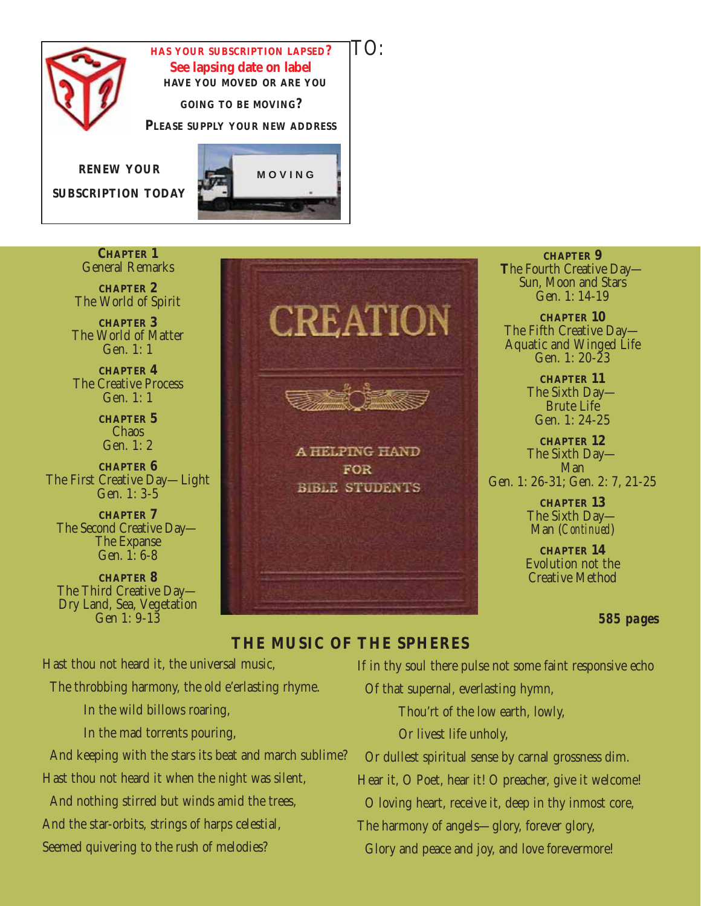**HAS YOUR SUBSCRIPTION LAPSED?**
**See lapsing date on label**
**HAVE YOU MOVED OR ARE YOU GOING TO BE MOVING?**
**PLEASE SUPPLY YOUR NEW ADDRESS**

**RENEW YOUR SUBSCRIPTION TODAY**

MOVING

TO:

**CHAPTER 1**
General Remarks

**CHAPTER 2**
The World of Spirit

**CHAPTER 3**
The World of Matter
Gen. 1: 1

**CHAPTER 4**
The Creative Process
Gen. 1: 1

**CHAPTER 5**
Chaos
Gen. 1: 2

**CHAPTER 6**
The First Creative Day—Light
Gen. 1: 3-5

**CHAPTER 7**
The Second Creative Day—
The Expanse
Gen. 1: 6-8

**CHAPTER 8**
The Third Creative Day—
Dry Land, Sea, Vegetation
Gen 1: 9-13

CREATION

A HELPING HAND FOR BIBLE STUDENTS

**CHAPTER 9**
The Fourth Creative Day—
Sun, Moon and Stars
Gen. 1: 14-19

**CHAPTER 10**
The Fifth Creative Day—
Aquatic and Winged Life
Gen. 1: 20-23

**CHAPTER 11**
The Sixth Day—
Brute Life
Gen. 1: 24-25

**CHAPTER 12**
The Sixth Day—
Man
Gen. 1: 26-31; Gen. 2: 7, 21-25

**CHAPTER 13**
The Sixth Day—
Man (*Continued*)

**CHAPTER 14**
Evolution not the
Creative Method

***585 pages***

## THE MUSIC OF THE SPHERES

Hast thou not heard it, the universal music,
The throbbing harmony, the old e'erlasting rhyme.
In the wild billows roaring,
In the mad torrents pouring,
And keeping with the stars its beat and march sublime?
Hast thou not heard it when the night was silent,
And nothing stirred but winds amid the trees,
And the star-orbits, strings of harps celestial,
Seemed quivering to the rush of melodies?

If in thy soul there pulse not some faint responsive echo
Of that supernal, everlasting hymn,
Thou'rt of the low earth, lowly,
Or livest life unholy,
Or dullest spiritual sense by carnal grossness dim.
Hear it, O Poet, hear it! O preacher, give it welcome!
O loving heart, receive it, deep in thy inmost core,
The harmony of angels—glory, forever glory,
Glory and peace and joy, and love forevermore!